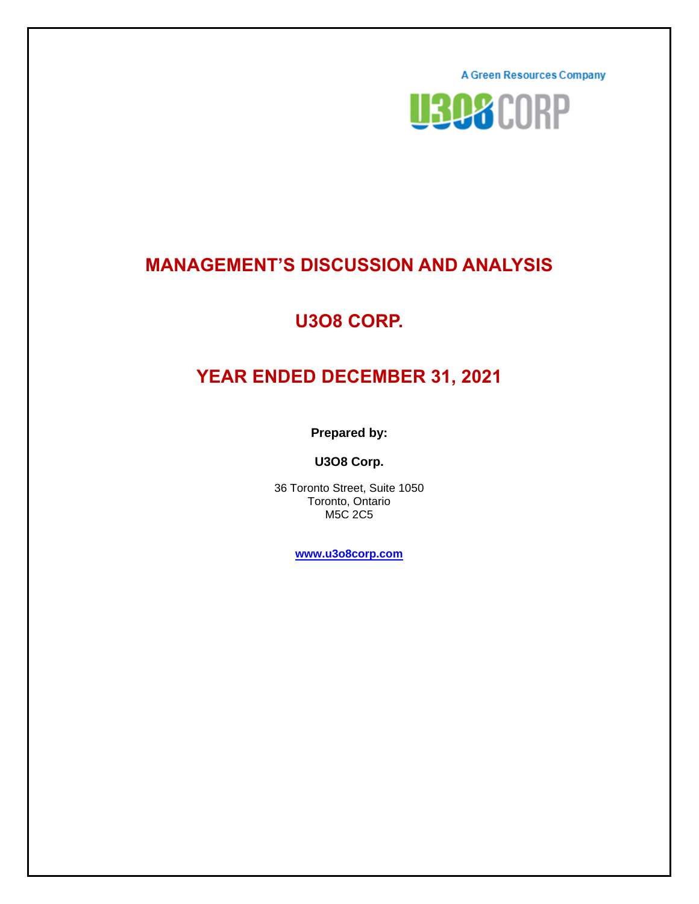A Green Resources Company

U3O8 CORP

# MANAGEMENT'S DISCUSSION AND ANALYSIS

# U3O8 CORP.

# YEAR ENDED DECEMBER 31, 2021

**Prepared by:**

**U3O8 Corp.**

36 Toronto Street, Suite 1050
Toronto, Ontario
M5C 2C5

**www.u3o8corp.com**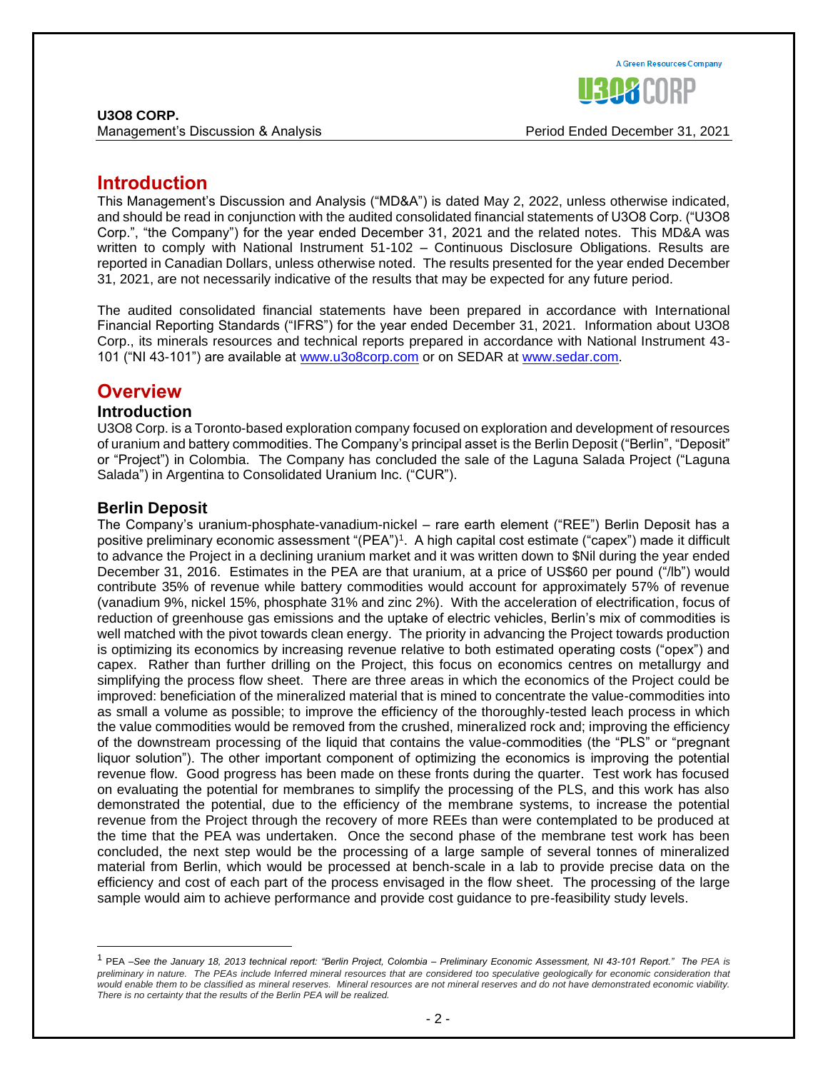# Introduction

This Management's Discussion and Analysis ("MD&A") is dated May 2, 2022, unless otherwise indicated, and should be read in conjunction with the audited consolidated financial statements of U3O8 Corp. ("U3O8 Corp.", "the Company") for the year ended December 31, 2021 and the related notes. This MD&A was written to comply with National Instrument 51-102 – Continuous Disclosure Obligations. Results are reported in Canadian Dollars, unless otherwise noted. The results presented for the year ended December 31, 2021, are not necessarily indicative of the results that may be expected for any future period.

The audited consolidated financial statements have been prepared in accordance with International Financial Reporting Standards ("IFRS") for the year ended December 31, 2021. Information about U3O8 Corp., its minerals resources and technical reports prepared in accordance with National Instrument 43-101 ("NI 43-101") are available at www.u3o8corp.com or on SEDAR at www.sedar.com.

# Overview

## Introduction

U3O8 Corp. is a Toronto-based exploration company focused on exploration and development of resources of uranium and battery commodities. The Company's principal asset is the Berlin Deposit ("Berlin", "Deposit" or "Project") in Colombia. The Company has concluded the sale of the Laguna Salada Project ("Laguna Salada") in Argentina to Consolidated Uranium Inc. ("CUR").

## Berlin Deposit

The Company's uranium-phosphate-vanadium-nickel – rare earth element ("REE") Berlin Deposit has a positive preliminary economic assessment "(PEA")[1]. A high capital cost estimate ("capex") made it difficult to advance the Project in a declining uranium market and it was written down to $Nil during the year ended December 31, 2016. Estimates in the PEA are that uranium, at a price of US$60 per pound ("/lb") would contribute 35% of revenue while battery commodities would account for approximately 57% of revenue (vanadium 9%, nickel 15%, phosphate 31% and zinc 2%). With the acceleration of electrification, focus of reduction of greenhouse gas emissions and the uptake of electric vehicles, Berlin's mix of commodities is well matched with the pivot towards clean energy. The priority in advancing the Project towards production is optimizing its economics by increasing revenue relative to both estimated operating costs ("opex") and capex. Rather than further drilling on the Project, this focus on economics centres on metallurgy and simplifying the process flow sheet. There are three areas in which the economics of the Project could be improved: beneficiation of the mineralized material that is mined to concentrate the value-commodities into as small a volume as possible; to improve the efficiency of the thoroughly-tested leach process in which the value commodities would be removed from the crushed, mineralized rock and; improving the efficiency of the downstream processing of the liquid that contains the value-commodities (the "PLS" or "pregnant liquor solution"). The other important component of optimizing the economics is improving the potential revenue flow. Good progress has been made on these fronts during the quarter. Test work has focused on evaluating the potential for membranes to simplify the processing of the PLS, and this work has also demonstrated the potential, due to the efficiency of the membrane systems, to increase the potential revenue from the Project through the recovery of more REEs than were contemplated to be produced at the time that the PEA was undertaken. Once the second phase of the membrane test work has been concluded, the next step would be the processing of a large sample of several tonnes of mineralized material from Berlin, which would be processed at bench-scale in a lab to provide precise data on the efficiency and cost of each part of the process envisaged in the flow sheet. The processing of the large sample would aim to achieve performance and provide cost guidance to pre-feasibility study levels.

---

[1] PEA –*See the January 18, 2013 technical report: "Berlin Project, Colombia – Preliminary Economic Assessment, NI 43-101 Report." The PEA is preliminary in nature. The PEAs include Inferred mineral resources that are considered too speculative geologically for economic consideration that would enable them to be classified as mineral reserves. Mineral resources are not mineral reserves and do not have demonstrated economic viability. There is no certainty that the results of the Berlin PEA will be realized.*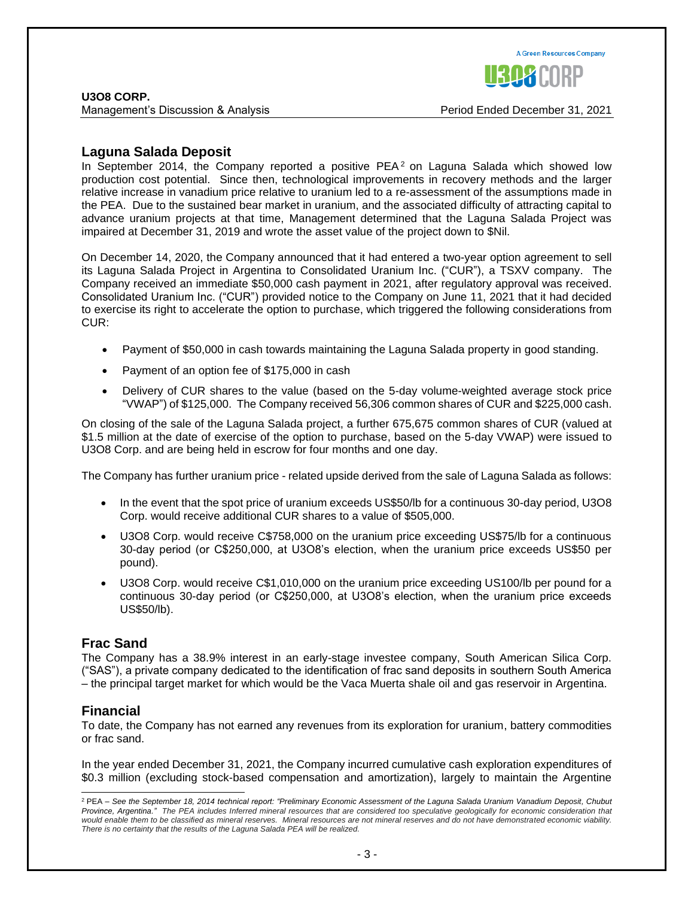## Laguna Salada Deposit

In September 2014, the Company reported a positive PEA[2] on Laguna Salada which showed low production cost potential. Since then, technological improvements in recovery methods and the larger relative increase in vanadium price relative to uranium led to a re-assessment of the assumptions made in the PEA. Due to the sustained bear market in uranium, and the associated difficulty of attracting capital to advance uranium projects at that time, Management determined that the Laguna Salada Project was impaired at December 31, 2019 and wrote the asset value of the project down to $Nil.

On December 14, 2020, the Company announced that it had entered a two-year option agreement to sell its Laguna Salada Project in Argentina to Consolidated Uranium Inc. ("CUR"), a TSXV company. The Company received an immediate $50,000 cash payment in 2021, after regulatory approval was received. Consolidated Uranium Inc. ("CUR") provided notice to the Company on June 11, 2021 that it had decided to exercise its right to accelerate the option to purchase, which triggered the following considerations from CUR:

- Payment of $50,000 in cash towards maintaining the Laguna Salada property in good standing.
- Payment of an option fee of $175,000 in cash
- Delivery of CUR shares to the value (based on the 5-day volume-weighted average stock price "VWAP") of $125,000. The Company received 56,306 common shares of CUR and $225,000 cash.

On closing of the sale of the Laguna Salada project, a further 675,675 common shares of CUR (valued at $1.5 million at the date of exercise of the option to purchase, based on the 5-day VWAP) were issued to U3O8 Corp. and are being held in escrow for four months and one day.

The Company has further uranium price - related upside derived from the sale of Laguna Salada as follows:

- In the event that the spot price of uranium exceeds US$50/lb for a continuous 30-day period, U3O8 Corp. would receive additional CUR shares to a value of $505,000.
- U3O8 Corp. would receive C$758,000 on the uranium price exceeding US$75/lb for a continuous 30-day period (or C$250,000, at U3O8's election, when the uranium price exceeds US$50 per pound).
- U3O8 Corp. would receive C$1,010,000 on the uranium price exceeding US100/lb per pound for a continuous 30-day period (or C$250,000, at U3O8's election, when the uranium price exceeds US$50/lb).

## Frac Sand

The Company has a 38.9% interest in an early-stage investee company, South American Silica Corp. ("SAS"), a private company dedicated to the identification of frac sand deposits in southern South America – the principal target market for which would be the Vaca Muerta shale oil and gas reservoir in Argentina.

## Financial

To date, the Company has not earned any revenues from its exploration for uranium, battery commodities or frac sand.

In the year ended December 31, 2021, the Company incurred cumulative cash exploration expenditures of $0.3 million (excluding stock-based compensation and amortization), largely to maintain the Argentine

[2] PEA – *See the September 18, 2014 technical report: "Preliminary Economic Assessment of the Laguna Salada Uranium Vanadium Deposit, Chubut Province, Argentina." The PEA includes Inferred mineral resources that are considered too speculative geologically for economic consideration that would enable them to be classified as mineral reserves. Mineral resources are not mineral reserves and do not have demonstrated economic viability. There is no certainty that the results of the Laguna Salada PEA will be realized.*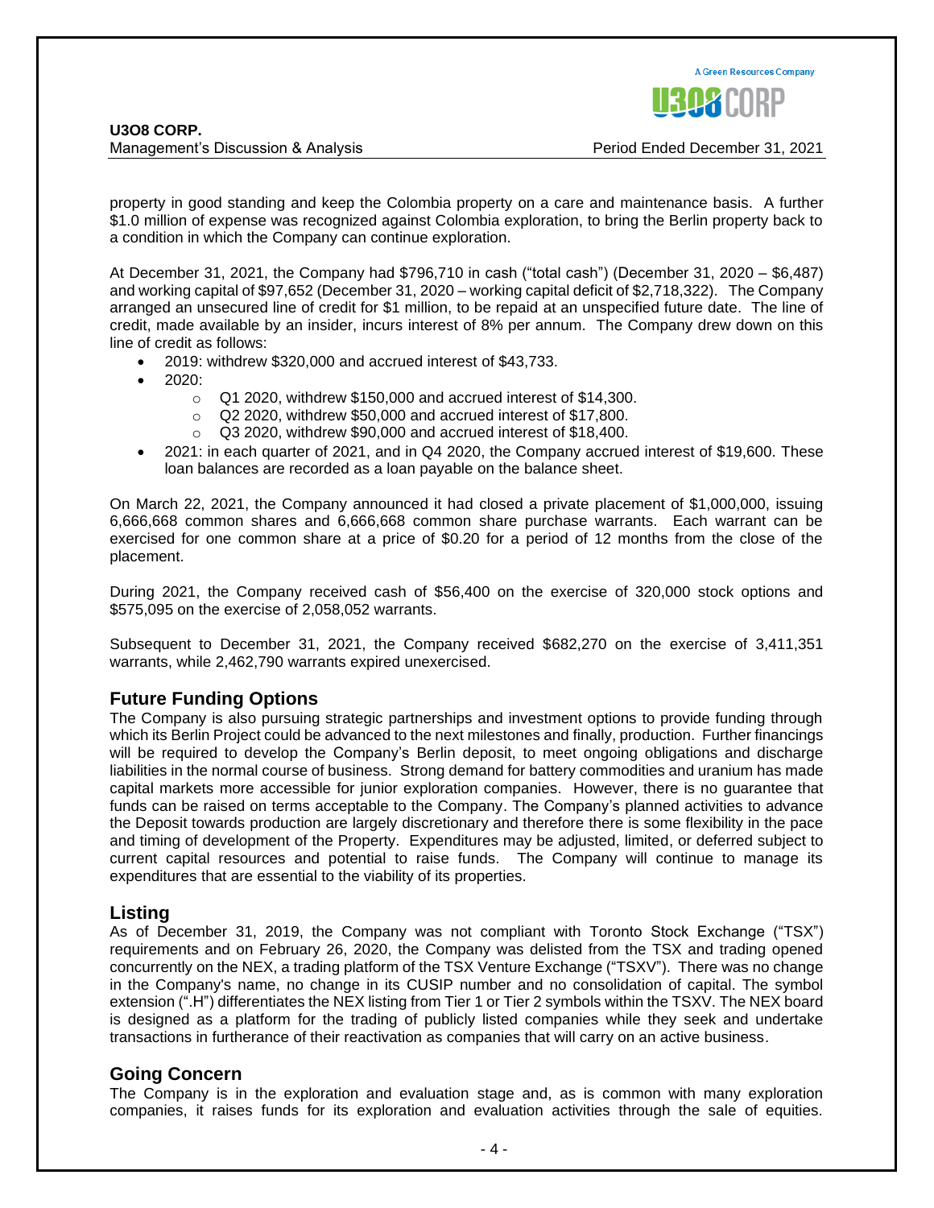property in good standing and keep the Colombia property on a care and maintenance basis. A further $1.0 million of expense was recognized against Colombia exploration, to bring the Berlin property back to a condition in which the Company can continue exploration.

At December 31, 2021, the Company had $796,710 in cash ("total cash") (December 31, 2020 – $6,487) and working capital of $97,652 (December 31, 2020 – working capital deficit of $2,718,322). The Company arranged an unsecured line of credit for $1 million, to be repaid at an unspecified future date. The line of credit, made available by an insider, incurs interest of 8% per annum. The Company drew down on this line of credit as follows:

- 2019: withdrew $320,000 and accrued interest of $43,733.
- 2020:
  - Q1 2020, withdrew $150,000 and accrued interest of $14,300.
  - Q2 2020, withdrew $50,000 and accrued interest of $17,800.
  - Q3 2020, withdrew $90,000 and accrued interest of $18,400.
- 2021: in each quarter of 2021, and in Q4 2020, the Company accrued interest of $19,600. These loan balances are recorded as a loan payable on the balance sheet.

On March 22, 2021, the Company announced it had closed a private placement of $1,000,000, issuing 6,666,668 common shares and 6,666,668 common share purchase warrants. Each warrant can be exercised for one common share at a price of $0.20 for a period of 12 months from the close of the placement.

During 2021, the Company received cash of $56,400 on the exercise of 320,000 stock options and $575,095 on the exercise of 2,058,052 warrants.

Subsequent to December 31, 2021, the Company received $682,270 on the exercise of 3,411,351 warrants, while 2,462,790 warrants expired unexercised.

## Future Funding Options

The Company is also pursuing strategic partnerships and investment options to provide funding through which its Berlin Project could be advanced to the next milestones and finally, production. Further financings will be required to develop the Company's Berlin deposit, to meet ongoing obligations and discharge liabilities in the normal course of business. Strong demand for battery commodities and uranium has made capital markets more accessible for junior exploration companies. However, there is no guarantee that funds can be raised on terms acceptable to the Company. The Company's planned activities to advance the Deposit towards production are largely discretionary and therefore there is some flexibility in the pace and timing of development of the Property. Expenditures may be adjusted, limited, or deferred subject to current capital resources and potential to raise funds. The Company will continue to manage its expenditures that are essential to the viability of its properties.

## Listing

As of December 31, 2019, the Company was not compliant with Toronto Stock Exchange ("TSX") requirements and on February 26, 2020, the Company was delisted from the TSX and trading opened concurrently on the NEX, a trading platform of the TSX Venture Exchange ("TSXV"). There was no change in the Company's name, no change in its CUSIP number and no consolidation of capital. The symbol extension (".H") differentiates the NEX listing from Tier 1 or Tier 2 symbols within the TSXV. The NEX board is designed as a platform for the trading of publicly listed companies while they seek and undertake transactions in furtherance of their reactivation as companies that will carry on an active business.

## Going Concern

The Company is in the exploration and evaluation stage and, as is common with many exploration companies, it raises funds for its exploration and evaluation activities through the sale of equities.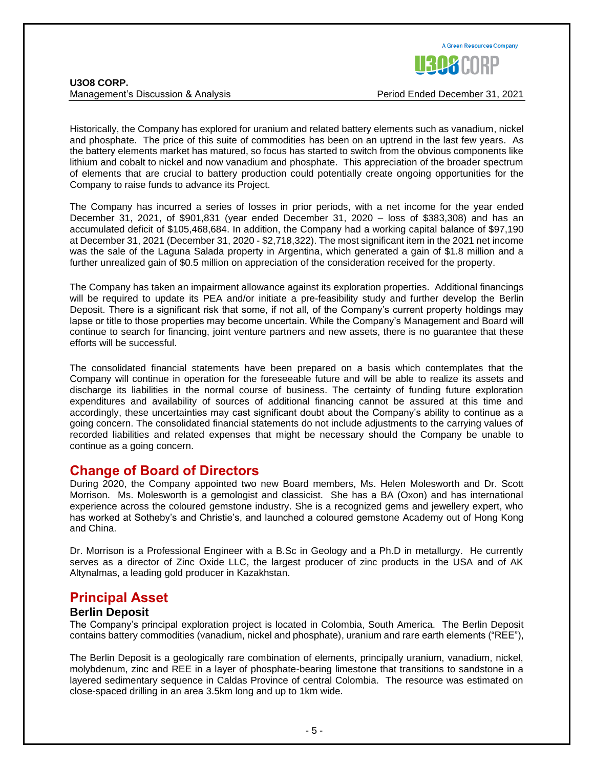Historically, the Company has explored for uranium and related battery elements such as vanadium, nickel and phosphate. The price of this suite of commodities has been on an uptrend in the last few years. As the battery elements market has matured, so focus has started to switch from the obvious components like lithium and cobalt to nickel and now vanadium and phosphate. This appreciation of the broader spectrum of elements that are crucial to battery production could potentially create ongoing opportunities for the Company to raise funds to advance its Project.

The Company has incurred a series of losses in prior periods, with a net income for the year ended December 31, 2021, of $901,831 (year ended December 31, 2020 – loss of $383,308) and has an accumulated deficit of $105,468,684. In addition, the Company had a working capital balance of $97,190 at December 31, 2021 (December 31, 2020 - $2,718,322). The most significant item in the 2021 net income was the sale of the Laguna Salada property in Argentina, which generated a gain of $1.8 million and a further unrealized gain of $0.5 million on appreciation of the consideration received for the property.

The Company has taken an impairment allowance against its exploration properties. Additional financings will be required to update its PEA and/or initiate a pre-feasibility study and further develop the Berlin Deposit. There is a significant risk that some, if not all, of the Company's current property holdings may lapse or title to those properties may become uncertain. While the Company's Management and Board will continue to search for financing, joint venture partners and new assets, there is no guarantee that these efforts will be successful.

The consolidated financial statements have been prepared on a basis which contemplates that the Company will continue in operation for the foreseeable future and will be able to realize its assets and discharge its liabilities in the normal course of business. The certainty of funding future exploration expenditures and availability of sources of additional financing cannot be assured at this time and accordingly, these uncertainties may cast significant doubt about the Company's ability to continue as a going concern. The consolidated financial statements do not include adjustments to the carrying values of recorded liabilities and related expenses that might be necessary should the Company be unable to continue as a going concern.

## Change of Board of Directors

During 2020, the Company appointed two new Board members, Ms. Helen Molesworth and Dr. Scott Morrison. Ms. Molesworth is a gemologist and classicist. She has a BA (Oxon) and has international experience across the coloured gemstone industry. She is a recognized gems and jewellery expert, who has worked at Sotheby's and Christie's, and launched a coloured gemstone Academy out of Hong Kong and China.

Dr. Morrison is a Professional Engineer with a B.Sc in Geology and a Ph.D in metallurgy. He currently serves as a director of Zinc Oxide LLC, the largest producer of zinc products in the USA and of AK Altynalmas, a leading gold producer in Kazakhstan.

## Principal Asset

### Berlin Deposit

The Company's principal exploration project is located in Colombia, South America. The Berlin Deposit contains battery commodities (vanadium, nickel and phosphate), uranium and rare earth elements ("REE"),

The Berlin Deposit is a geologically rare combination of elements, principally uranium, vanadium, nickel, molybdenum, zinc and REE in a layer of phosphate-bearing limestone that transitions to sandstone in a layered sedimentary sequence in Caldas Province of central Colombia. The resource was estimated on close-spaced drilling in an area 3.5km long and up to 1km wide.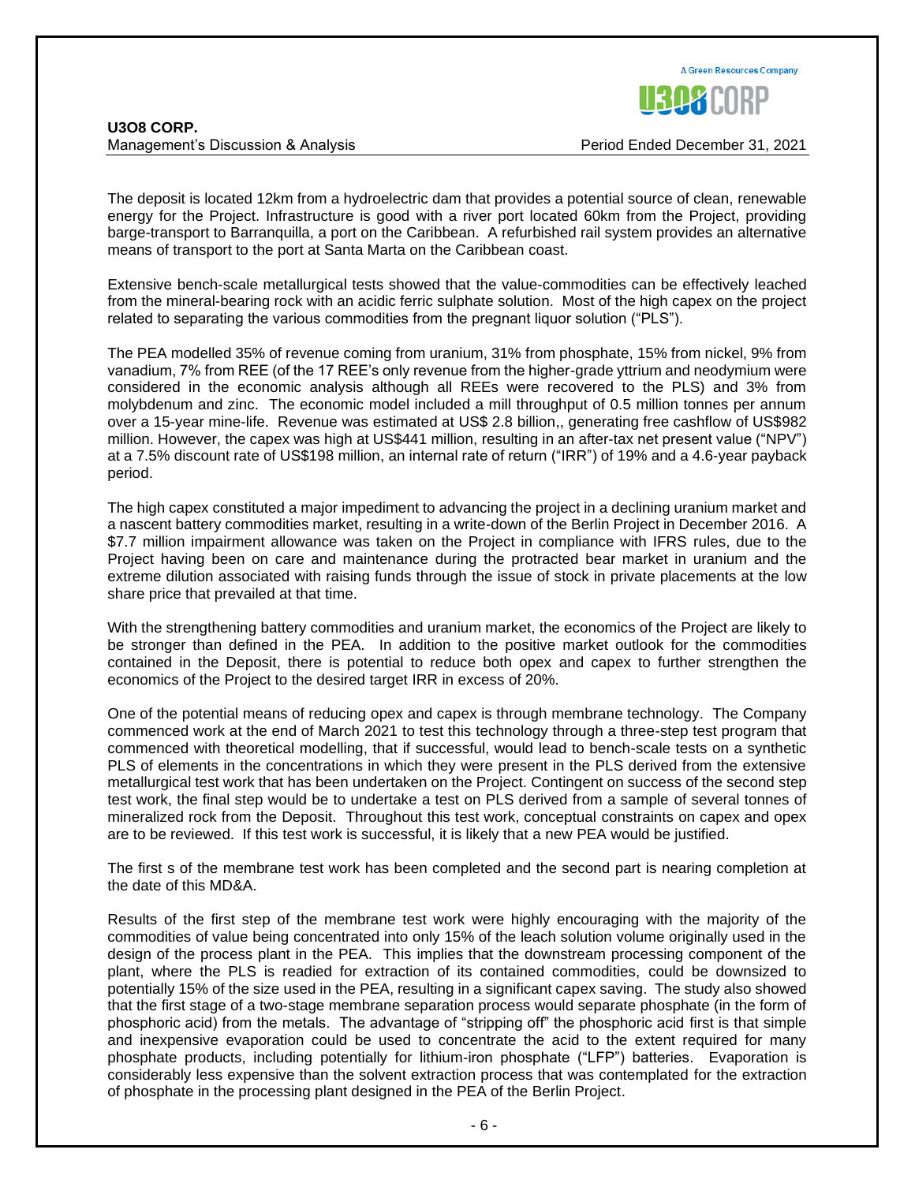The deposit is located 12km from a hydroelectric dam that provides a potential source of clean, renewable energy for the Project. Infrastructure is good with a river port located 60km from the Project, providing barge-transport to Barranquilla, a port on the Caribbean. A refurbished rail system provides an alternative means of transport to the port at Santa Marta on the Caribbean coast.

Extensive bench-scale metallurgical tests showed that the value-commodities can be effectively leached from the mineral-bearing rock with an acidic ferric sulphate solution. Most of the high capex on the project related to separating the various commodities from the pregnant liquor solution ("PLS").

The PEA modelled 35% of revenue coming from uranium, 31% from phosphate, 15% from nickel, 9% from vanadium, 7% from REE (of the 17 REE's only revenue from the higher-grade yttrium and neodymium were considered in the economic analysis although all REEs were recovered to the PLS) and 3% from molybdenum and zinc. The economic model included a mill throughput of 0.5 million tonnes per annum over a 15-year mine-life. Revenue was estimated at US$ 2.8 billion,, generating free cashflow of US$982 million. However, the capex was high at US$441 million, resulting in an after-tax net present value ("NPV") at a 7.5% discount rate of US$198 million, an internal rate of return ("IRR") of 19% and a 4.6-year payback period.

The high capex constituted a major impediment to advancing the project in a declining uranium market and a nascent battery commodities market, resulting in a write-down of the Berlin Project in December 2016. A $7.7 million impairment allowance was taken on the Project in compliance with IFRS rules, due to the Project having been on care and maintenance during the protracted bear market in uranium and the extreme dilution associated with raising funds through the issue of stock in private placements at the low share price that prevailed at that time.

With the strengthening battery commodities and uranium market, the economics of the Project are likely to be stronger than defined in the PEA. In addition to the positive market outlook for the commodities contained in the Deposit, there is potential to reduce both opex and capex to further strengthen the economics of the Project to the desired target IRR in excess of 20%.

One of the potential means of reducing opex and capex is through membrane technology. The Company commenced work at the end of March 2021 to test this technology through a three-step test program that commenced with theoretical modelling, that if successful, would lead to bench-scale tests on a synthetic PLS of elements in the concentrations in which they were present in the PLS derived from the extensive metallurgical test work that has been undertaken on the Project. Contingent on success of the second step test work, the final step would be to undertake a test on PLS derived from a sample of several tonnes of mineralized rock from the Deposit. Throughout this test work, conceptual constraints on capex and opex are to be reviewed. If this test work is successful, it is likely that a new PEA would be justified.

The first s of the membrane test work has been completed and the second part is nearing completion at the date of this MD&A.

Results of the first step of the membrane test work were highly encouraging with the majority of the commodities of value being concentrated into only 15% of the leach solution volume originally used in the design of the process plant in the PEA. This implies that the downstream processing component of the plant, where the PLS is readied for extraction of its contained commodities, could be downsized to potentially 15% of the size used in the PEA, resulting in a significant capex saving. The study also showed that the first stage of a two-stage membrane separation process would separate phosphate (in the form of phosphoric acid) from the metals. The advantage of "stripping off" the phosphoric acid first is that simple and inexpensive evaporation could be used to concentrate the acid to the extent required for many phosphate products, including potentially for lithium-iron phosphate ("LFP") batteries. Evaporation is considerably less expensive than the solvent extraction process that was contemplated for the extraction of phosphate in the processing plant designed in the PEA of the Berlin Project.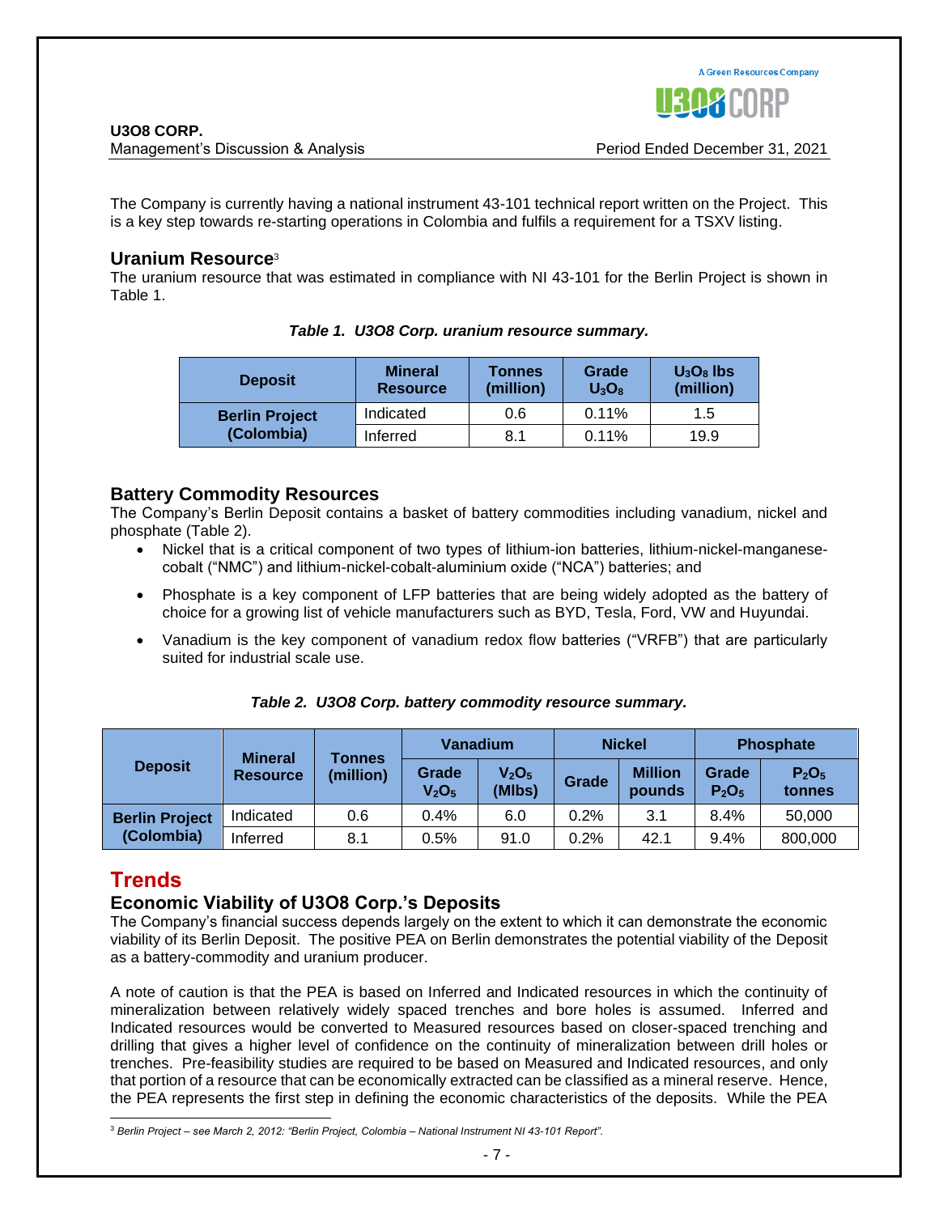The Company is currently having a national instrument 43-101 technical report written on the Project. This is a key step towards re-starting operations in Colombia and fulfils a requirement for a TSXV listing.

### Uranium Resource[3]

The uranium resource that was estimated in compliance with NI 43-101 for the Berlin Project is shown in Table 1.

***Table 1. U3O8 Corp. uranium resource summary.***

| Deposit | Mineral Resource | Tonnes (million) | Grade $U_3O_8$ | $U_3O_8$ lbs (million) |
|---|---|---|---|---|
| Berlin Project (Colombia) | Indicated | 0.6 | 0.11% | 1.5 |
| | Inferred | 8.1 | 0.11% | 19.9 |

### Battery Commodity Resources

The Company's Berlin Deposit contains a basket of battery commodities including vanadium, nickel and phosphate (Table 2).

- Nickel that is a critical component of two types of lithium-ion batteries, lithium-nickel-manganese-cobalt ("NMC") and lithium-nickel-cobalt-aluminium oxide ("NCA") batteries; and
- Phosphate is a key component of LFP batteries that are being widely adopted as the battery of choice for a growing list of vehicle manufacturers such as BYD, Tesla, Ford, VW and Huyundai.
- Vanadium is the key component of vanadium redox flow batteries ("VRFB") that are particularly suited for industrial scale use.

***Table 2. U3O8 Corp. battery commodity resource summary.***

| Deposit | Mineral Resource | Tonnes (million) | Vanadium | | Nickel | | Phosphate | |
|---|---|---|---|---|---|---|---|---|
| | | | Grade $V_2O_5$ | $V_2O_5$ (Mlbs) | Grade | Million pounds | Grade $P_2O_5$ | $P_2O_5$ tonnes |
| Berlin Project (Colombia) | Indicated | 0.6 | 0.4% | 6.0 | 0.2% | 3.1 | 8.4% | 50,000 |
| | Inferred | 8.1 | 0.5% | 91.0 | 0.2% | 42.1 | 9.4% | 800,000 |

## Trends

### Economic Viability of U3O8 Corp.'s Deposits

The Company's financial success depends largely on the extent to which it can demonstrate the economic viability of its Berlin Deposit. The positive PEA on Berlin demonstrates the potential viability of the Deposit as a battery-commodity and uranium producer.

A note of caution is that the PEA is based on Inferred and Indicated resources in which the continuity of mineralization between relatively widely spaced trenches and bore holes is assumed. Inferred and Indicated resources would be converted to Measured resources based on closer-spaced trenching and drilling that gives a higher level of confidence on the continuity of mineralization between drill holes or trenches. Pre-feasibility studies are required to be based on Measured and Indicated resources, and only that portion of a resource that can be economically extracted can be classified as a mineral reserve. Hence, the PEA represents the first step in defining the economic characteristics of the deposits. While the PEA

[3] *Berlin Project – see March 2, 2012: "Berlin Project, Colombia – National Instrument NI 43-101 Report".*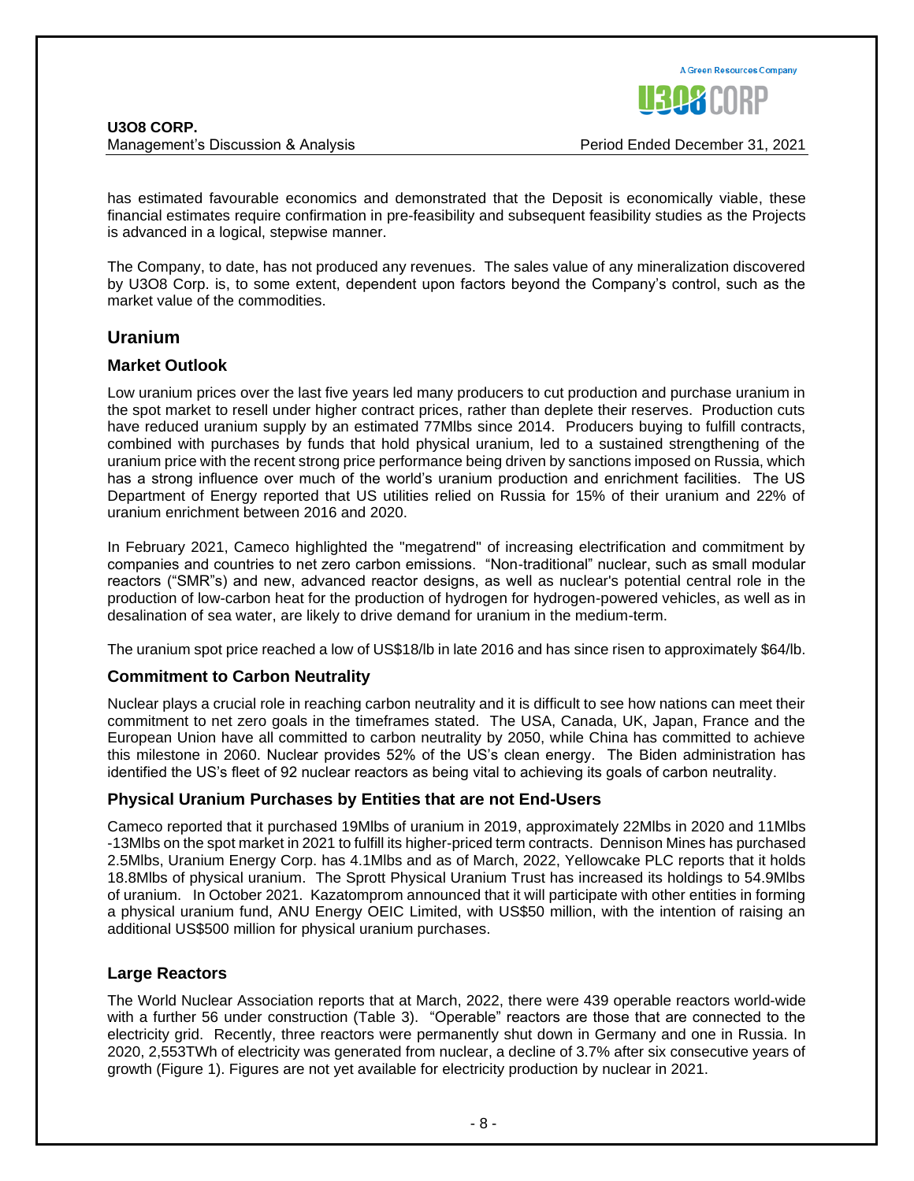has estimated favourable economics and demonstrated that the Deposit is economically viable, these financial estimates require confirmation in pre-feasibility and subsequent feasibility studies as the Projects is advanced in a logical, stepwise manner.

The Company, to date, has not produced any revenues. The sales value of any mineralization discovered by U3O8 Corp. is, to some extent, dependent upon factors beyond the Company's control, such as the market value of the commodities.

## Uranium

### Market Outlook

Low uranium prices over the last five years led many producers to cut production and purchase uranium in the spot market to resell under higher contract prices, rather than deplete their reserves. Production cuts have reduced uranium supply by an estimated 77Mlbs since 2014. Producers buying to fulfill contracts, combined with purchases by funds that hold physical uranium, led to a sustained strengthening of the uranium price with the recent strong price performance being driven by sanctions imposed on Russia, which has a strong influence over much of the world's uranium production and enrichment facilities. The US Department of Energy reported that US utilities relied on Russia for 15% of their uranium and 22% of uranium enrichment between 2016 and 2020.

In February 2021, Cameco highlighted the "megatrend" of increasing electrification and commitment by companies and countries to net zero carbon emissions. "Non-traditional" nuclear, such as small modular reactors ("SMR"s) and new, advanced reactor designs, as well as nuclear's potential central role in the production of low-carbon heat for the production of hydrogen for hydrogen-powered vehicles, as well as in desalination of sea water, are likely to drive demand for uranium in the medium-term.

The uranium spot price reached a low of US$18/lb in late 2016 and has since risen to approximately $64/lb.

### Commitment to Carbon Neutrality

Nuclear plays a crucial role in reaching carbon neutrality and it is difficult to see how nations can meet their commitment to net zero goals in the timeframes stated. The USA, Canada, UK, Japan, France and the European Union have all committed to carbon neutrality by 2050, while China has committed to achieve this milestone in 2060. Nuclear provides 52% of the US's clean energy. The Biden administration has identified the US's fleet of 92 nuclear reactors as being vital to achieving its goals of carbon neutrality.

### Physical Uranium Purchases by Entities that are not End-Users

Cameco reported that it purchased 19Mlbs of uranium in 2019, approximately 22Mlbs in 2020 and 11Mlbs -13Mlbs on the spot market in 2021 to fulfill its higher-priced term contracts. Dennison Mines has purchased 2.5Mlbs, Uranium Energy Corp. has 4.1Mlbs and as of March, 2022, Yellowcake PLC reports that it holds 18.8Mlbs of physical uranium. The Sprott Physical Uranium Trust has increased its holdings to 54.9Mlbs of uranium. In October 2021. Kazatomprom announced that it will participate with other entities in forming a physical uranium fund, ANU Energy OEIC Limited, with US$50 million, with the intention of raising an additional US$500 million for physical uranium purchases.

### Large Reactors

The World Nuclear Association reports that at March, 2022, there were 439 operable reactors world-wide with a further 56 under construction (Table 3). "Operable" reactors are those that are connected to the electricity grid. Recently, three reactors were permanently shut down in Germany and one in Russia. In 2020, 2,553TWh of electricity was generated from nuclear, a decline of 3.7% after six consecutive years of growth (Figure 1). Figures are not yet available for electricity production by nuclear in 2021.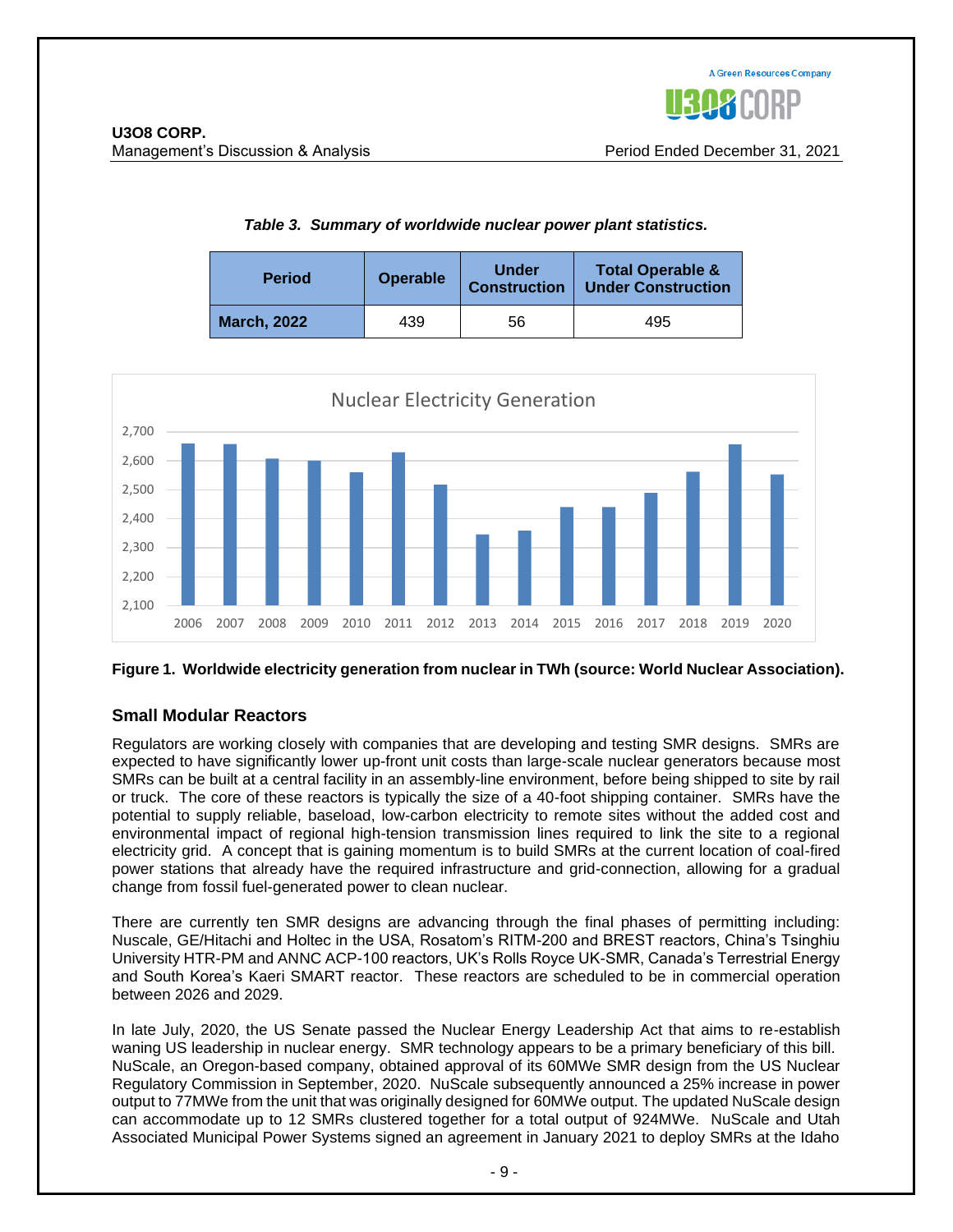*Table 3. Summary of worldwide nuclear power plant statistics.*

| Period | Operable | Under Construction | Total Operable & Under Construction |
|---|---|---|---|
| **March, 2022** | 439 | 56 | 495 |

**Figure 1. Worldwide electricity generation from nuclear in TWh (source: World Nuclear Association).**

## Small Modular Reactors

Regulators are working closely with companies that are developing and testing SMR designs. SMRs are expected to have significantly lower up-front unit costs than large-scale nuclear generators because most SMRs can be built at a central facility in an assembly-line environment, before being shipped to site by rail or truck. The core of these reactors is typically the size of a 40-foot shipping container. SMRs have the potential to supply reliable, baseload, low-carbon electricity to remote sites without the added cost and environmental impact of regional high-tension transmission lines required to link the site to a regional electricity grid. A concept that is gaining momentum is to build SMRs at the current location of coal-fired power stations that already have the required infrastructure and grid-connection, allowing for a gradual change from fossil fuel-generated power to clean nuclear.

There are currently ten SMR designs are advancing through the final phases of permitting including: Nuscale, GE/Hitachi and Holtec in the USA, Rosatom's RITM-200 and BREST reactors, China's Tsinghiu University HTR-PM and ANNC ACP-100 reactors, UK's Rolls Royce UK-SMR, Canada's Terrestrial Energy and South Korea's Kaeri SMART reactor. These reactors are scheduled to be in commercial operation between 2026 and 2029.

In late July, 2020, the US Senate passed the Nuclear Energy Leadership Act that aims to re-establish waning US leadership in nuclear energy. SMR technology appears to be a primary beneficiary of this bill. NuScale, an Oregon-based company, obtained approval of its 60MWe SMR design from the US Nuclear Regulatory Commission in September, 2020. NuScale subsequently announced a 25% increase in power output to 77MWe from the unit that was originally designed for 60MWe output. The updated NuScale design can accommodate up to 12 SMRs clustered together for a total output of 924MWe. NuScale and Utah Associated Municipal Power Systems signed an agreement in January 2021 to deploy SMRs at the Idaho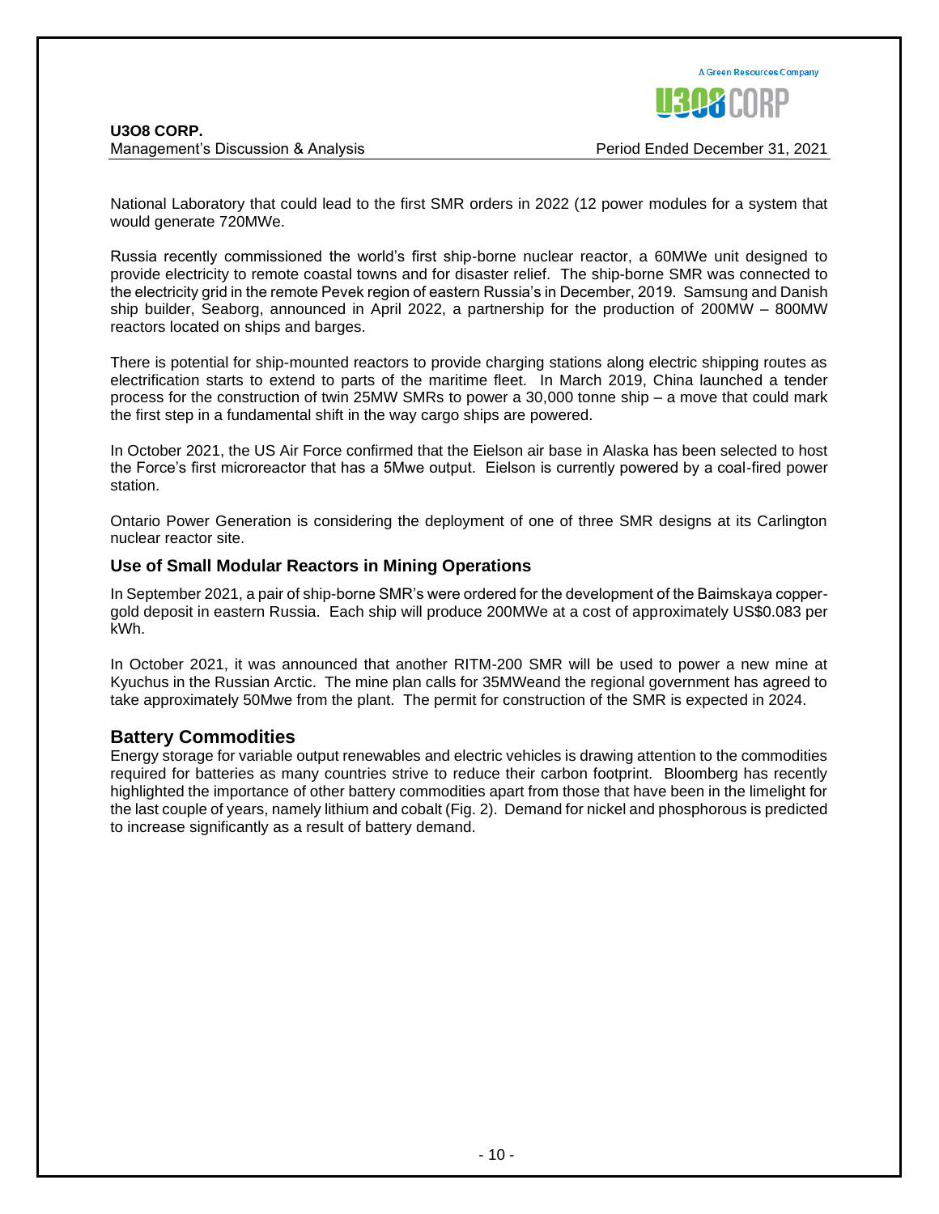National Laboratory that could lead to the first SMR orders in 2022 (12 power modules for a system that would generate 720MWe.

Russia recently commissioned the world's first ship-borne nuclear reactor, a 60MWe unit designed to provide electricity to remote coastal towns and for disaster relief. The ship-borne SMR was connected to the electricity grid in the remote Pevek region of eastern Russia's in December, 2019. Samsung and Danish ship builder, Seaborg, announced in April 2022, a partnership for the production of 200MW – 800MW reactors located on ships and barges.

There is potential for ship-mounted reactors to provide charging stations along electric shipping routes as electrification starts to extend to parts of the maritime fleet. In March 2019, China launched a tender process for the construction of twin 25MW SMRs to power a 30,000 tonne ship – a move that could mark the first step in a fundamental shift in the way cargo ships are powered.

In October 2021, the US Air Force confirmed that the Eielson air base in Alaska has been selected to host the Force's first microreactor that has a 5Mwe output. Eielson is currently powered by a coal-fired power station.

Ontario Power Generation is considering the deployment of one of three SMR designs at its Carlington nuclear reactor site.

### Use of Small Modular Reactors in Mining Operations

In September 2021, a pair of ship-borne SMR's were ordered for the development of the Baimskaya copper-gold deposit in eastern Russia. Each ship will produce 200MWe at a cost of approximately US$0.083 per kWh.

In October 2021, it was announced that another RITM-200 SMR will be used to power a new mine at Kyuchus in the Russian Arctic. The mine plan calls for 35MWeand the regional government has agreed to take approximately 50Mwe from the plant. The permit for construction of the SMR is expected in 2024.

## Battery Commodities

Energy storage for variable output renewables and electric vehicles is drawing attention to the commodities required for batteries as many countries strive to reduce their carbon footprint. Bloomberg has recently highlighted the importance of other battery commodities apart from those that have been in the limelight for the last couple of years, namely lithium and cobalt (Fig. 2). Demand for nickel and phosphorous is predicted to increase significantly as a result of battery demand.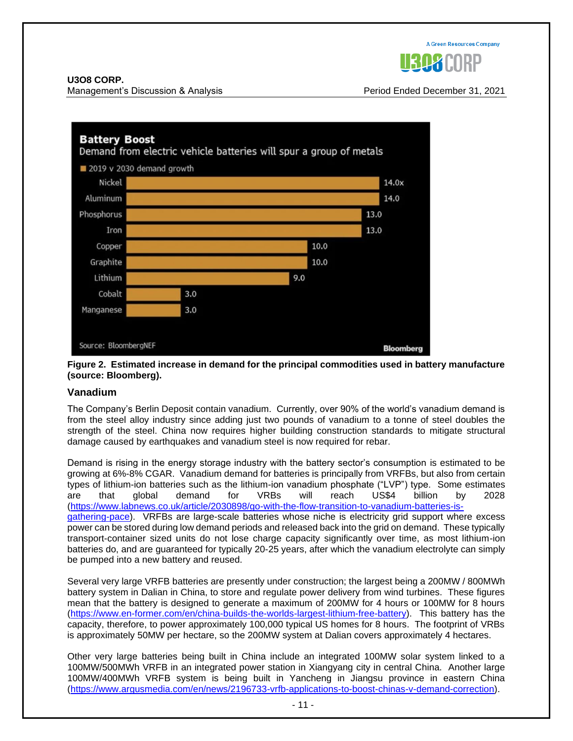**Battery Boost**

Demand from electric vehicle batteries will spur a group of metals

2019 v 2030 demand growth

| Metal | Demand growth |
|---|---|
| Nickel | 14.0x |
| Aluminum | 14.0 |
| Phosphorus | 13.0 |
| Iron | 13.0 |
| Copper | 10.0 |
| Graphite | 10.0 |
| Lithium | 9.0 |
| Cobalt | 3.0 |
| Manganese | 3.0 |

Source: BloombergNEF

Bloomberg

**Figure 2. Estimated increase in demand for the principal commodities used in battery manufacture (source: Bloomberg).**

## Vanadium

The Company's Berlin Deposit contain vanadium. Currently, over 90% of the world's vanadium demand is from the steel alloy industry since adding just two pounds of vanadium to a tonne of steel doubles the strength of the steel. China now requires higher building construction standards to mitigate structural damage caused by earthquakes and vanadium steel is now required for rebar.

Demand is rising in the energy storage industry with the battery sector's consumption is estimated to be growing at 6%-8% CGAR. Vanadium demand for batteries is principally from VRFBs, but also from certain types of lithium-ion batteries such as the lithium-ion vanadium phosphate ("LVP") type. Some estimates are that global demand for VRBs will reach US$4 billion by 2028 (https://www.labnews.co.uk/article/2030898/go-with-the-flow-transition-to-vanadium-batteries-is-gathering-pace). VRFBs are large-scale batteries whose niche is electricity grid support where excess power can be stored during low demand periods and released back into the grid on demand. These typically transport-container sized units do not lose charge capacity significantly over time, as most lithium-ion batteries do, and are guaranteed for typically 20-25 years, after which the vanadium electrolyte can simply be pumped into a new battery and reused.

Several very large VRFB batteries are presently under construction; the largest being a 200MW / 800MWh battery system in Dalian in China, to store and regulate power delivery from wind turbines. These figures mean that the battery is designed to generate a maximum of 200MW for 4 hours or 100MW for 8 hours (https://www.en-former.com/en/china-builds-the-worlds-largest-lithium-free-battery). This battery has the capacity, therefore, to power approximately 100,000 typical US homes for 8 hours. The footprint of VRBs is approximately 50MW per hectare, so the 200MW system at Dalian covers approximately 4 hectares.

Other very large batteries being built in China include an integrated 100MW solar system linked to a 100MW/500MWh VRFB in an integrated power station in Xiangyang city in central China. Another large 100MW/400MWh VRFB system is being built in Yancheng in Jiangsu province in eastern China (https://www.argusmedia.com/en/news/2196733-vrfb-applications-to-boost-chinas-v-demand-correction).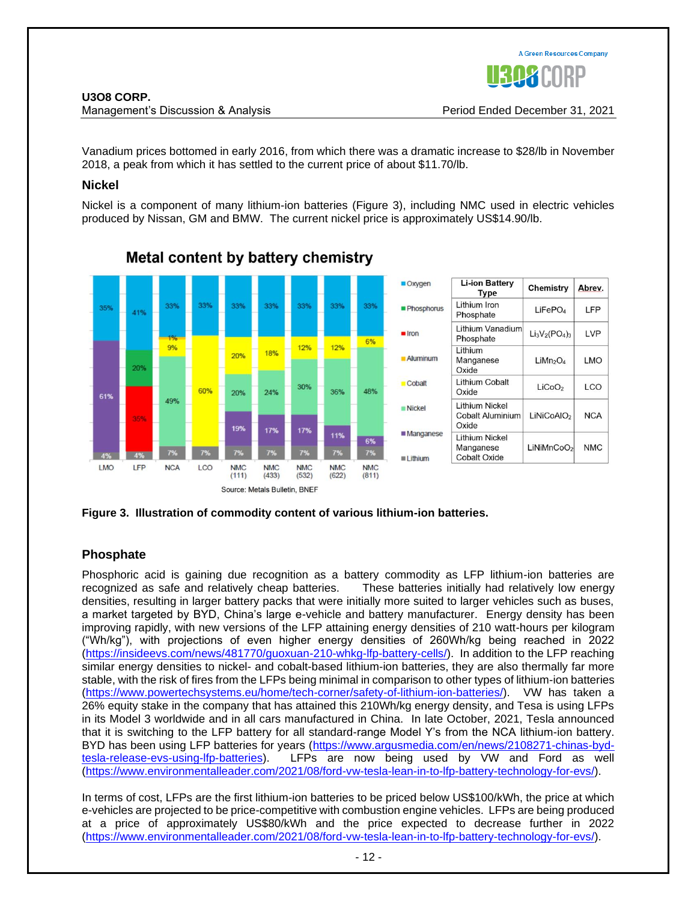Vanadium prices bottomed in early 2016, from which there was a dramatic increase to $28/lb in November 2018, a peak from which it has settled to the current price of about $11.70/lb.

### Nickel

Nickel is a component of many lithium-ion batteries (Figure 3), including NMC used in electric vehicles produced by Nissan, GM and BMW. The current nickel price is approximately US$14.90/lb.

**Metal content by battery chemistry**

| Li-ion Battery Type | Chemistry | Abrev. |
|---|---|---|
| Lithium Iron Phosphate | $LiFePO_4$ | LFP |
| Lithium Vanadium Phosphate | $Li_3V_2(PO_4)_3$ | LVP |
| Lithium Manganese Oxide | $LiMn_2O_4$ | LMO |
| Lithium Cobalt Oxide | $LiCoO_2$ | LCO |
| Lithium Nickel Cobalt Aluminium Oxide | $LiNiCoAlO_2$ | NCA |
| Lithium Nickel Manganese Cobalt Oxide | $LiNiMnCoO_2$ | NMC |

Source: Metals Bulletin, BNEF

**Figure 3. Illustration of commodity content of various lithium-ion batteries.**

### Phosphate

Phosphoric acid is gaining due recognition as a battery commodity as LFP lithium-ion batteries are recognized as safe and relatively cheap batteries. These batteries initially had relatively low energy densities, resulting in larger battery packs that were initially more suited to larger vehicles such as buses, a market targeted by BYD, China's large e-vehicle and battery manufacturer. Energy density has been improving rapidly, with new versions of the LFP attaining energy densities of 210 watt-hours per kilogram ("Wh/kg"), with projections of even higher energy densities of 260Wh/kg being reached in 2022 (https://insideevs.com/news/481770/guoxuan-210-whkg-lfp-battery-cells/). In addition to the LFP reaching similar energy densities to nickel- and cobalt-based lithium-ion batteries, they are also thermally far more stable, with the risk of fires from the LFPs being minimal in comparison to other types of lithium-ion batteries (https://www.powertechsystems.eu/home/tech-corner/safety-of-lithium-ion-batteries/). VW has taken a 26% equity stake in the company that has attained this 210Wh/kg energy density, and Tesa is using LFPs in its Model 3 worldwide and in all cars manufactured in China. In late October, 2021, Tesla announced that it is switching to the LFP battery for all standard-range Model Y's from the NCA lithium-ion battery. BYD has been using LFP batteries for years (https://www.argusmedia.com/en/news/2108271-chinas-byd-tesla-release-evs-using-lfp-batteries). LFPs are now being used by VW and Ford as well (https://www.environmentalleader.com/2021/08/ford-vw-tesla-lean-in-to-lfp-battery-technology-for-evs/).

In terms of cost, LFPs are the first lithium-ion batteries to be priced below US$100/kWh, the price at which e-vehicles are projected to be price-competitive with combustion engine vehicles. LFPs are being produced at a price of approximately US$80/kWh and the price expected to decrease further in 2022 (https://www.environmentalleader.com/2021/08/ford-vw-tesla-lean-in-to-lfp-battery-technology-for-evs/).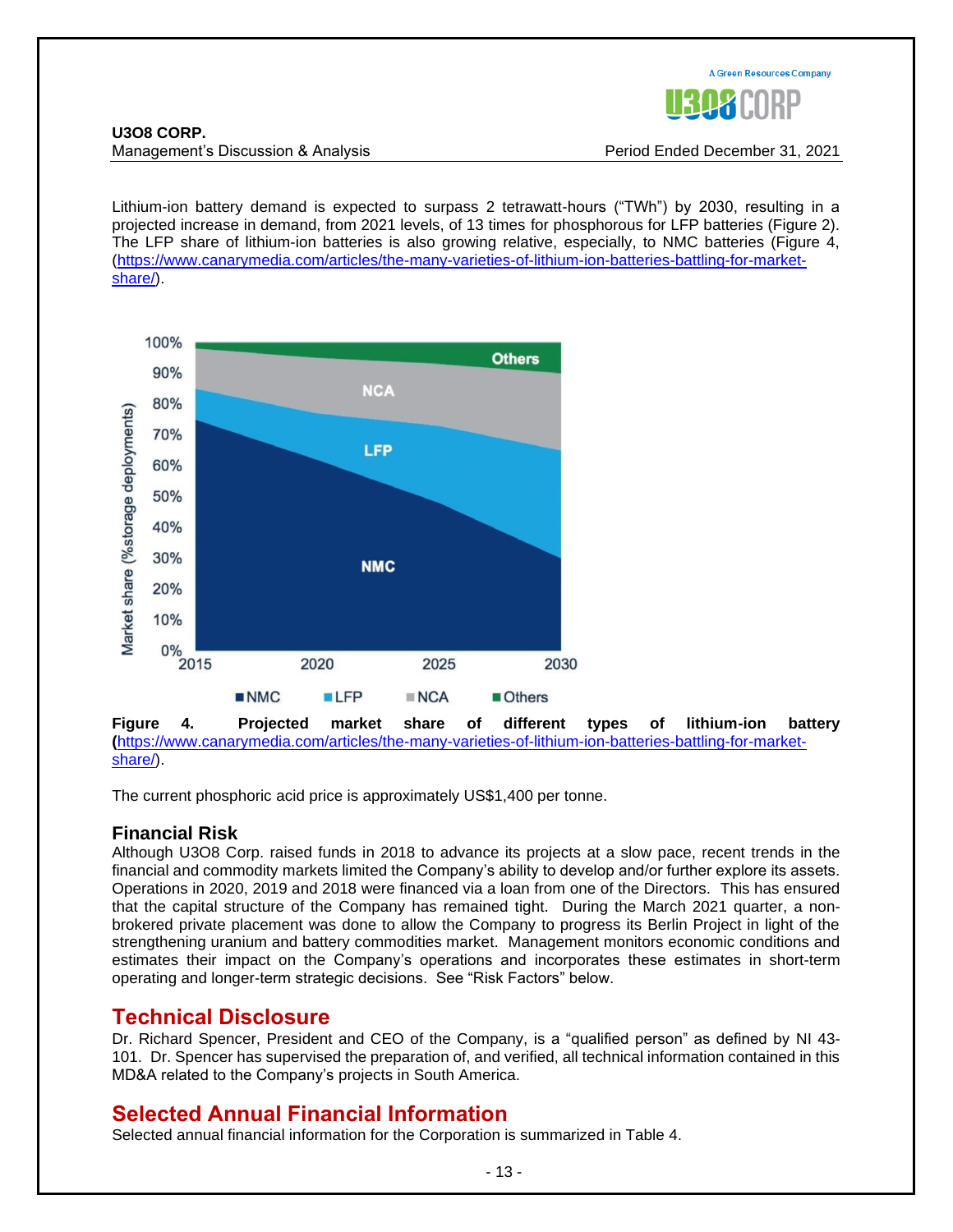Lithium-ion battery demand is expected to surpass 2 tetrawatt-hours ("TWh") by 2030, resulting in a projected increase in demand, from 2021 levels, of 13 times for phosphorous for LFP batteries (Figure 2). The LFP share of lithium-ion batteries is also growing relative, especially, to NMC batteries (Figure 4, (https://www.canarymedia.com/articles/the-many-varieties-of-lithium-ion-batteries-battling-for-market-share/).

**Figure 4. Projected market share of different types of lithium-ion battery (**https://www.canarymedia.com/articles/the-many-varieties-of-lithium-ion-batteries-battling-for-market-share/).

The current phosphoric acid price is approximately US$1,400 per tonne.

### Financial Risk

Although U3O8 Corp. raised funds in 2018 to advance its projects at a slow pace, recent trends in the financial and commodity markets limited the Company's ability to develop and/or further explore its assets. Operations in 2020, 2019 and 2018 were financed via a loan from one of the Directors. This has ensured that the capital structure of the Company has remained tight. During the March 2021 quarter, a non-brokered private placement was done to allow the Company to progress its Berlin Project in light of the strengthening uranium and battery commodities market. Management monitors economic conditions and estimates their impact on the Company's operations and incorporates these estimates in short-term operating and longer-term strategic decisions. See "Risk Factors" below.

## Technical Disclosure

Dr. Richard Spencer, President and CEO of the Company, is a "qualified person" as defined by NI 43-101. Dr. Spencer has supervised the preparation of, and verified, all technical information contained in this MD&A related to the Company's projects in South America.

## Selected Annual Financial Information

Selected annual financial information for the Corporation is summarized in Table 4.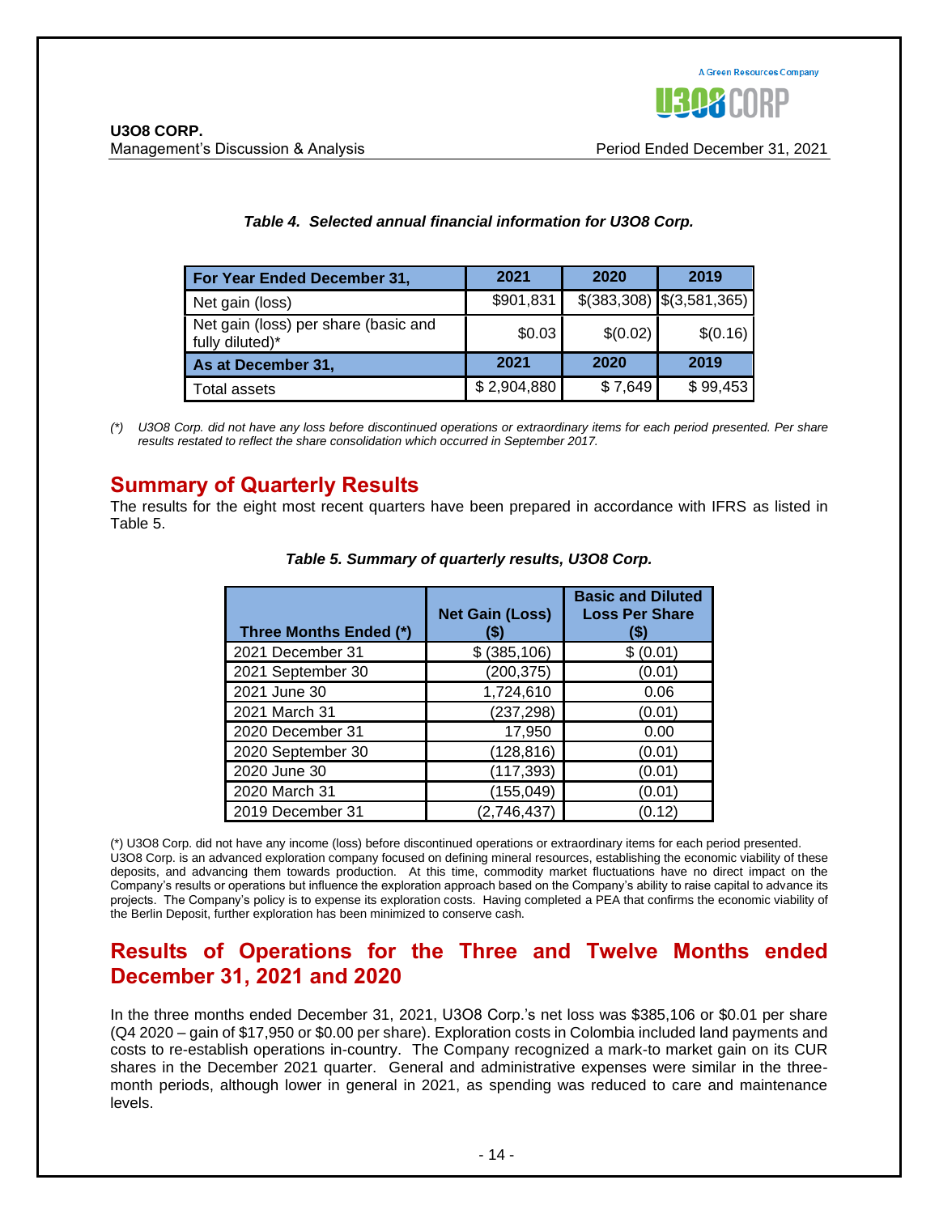*Table 4. Selected annual financial information for U3O8 Corp.*

| For Year Ended December 31, | 2021 | 2020 | 2019 |
|---|---|---|---|
| Net gain (loss) | $901,831 | $(383,308) | $(3,581,365) |
| Net gain (loss) per share (basic and fully diluted)* | $0.03 | $(0.02) | $(0.16) |
| **As at December 31,** | **2021** | **2020** | **2019** |
| Total assets | $ 2,904,880 | $ 7,649 | $ 99,453 |

*(\*) U3O8 Corp. did not have any loss before discontinued operations or extraordinary items for each period presented. Per share results restated to reflect the share consolidation which occurred in September 2017.*

## Summary of Quarterly Results

The results for the eight most recent quarters have been prepared in accordance with IFRS as listed in Table 5.

*Table 5. Summary of quarterly results, U3O8 Corp.*

| Three Months Ended (*) | Net Gain (Loss) ($) | Basic and Diluted Loss Per Share ($) |
|---|---|---|
| 2021 December 31 | $ (385,106) | $ (0.01) |
| 2021 September 30 | (200,375) | (0.01) |
| 2021 June 30 | 1,724,610 | 0.06 |
| 2021 March 31 | (237,298) | (0.01) |
| 2020 December 31 | 17,950 | 0.00 |
| 2020 September 30 | (128,816) | (0.01) |
| 2020 June 30 | (117,393) | (0.01) |
| 2020 March 31 | (155,049) | (0.01) |
| 2019 December 31 | (2,746,437) | (0.12) |

(*) U3O8 Corp. did not have any income (loss) before discontinued operations or extraordinary items for each period presented. U3O8 Corp. is an advanced exploration company focused on defining mineral resources, establishing the economic viability of these deposits, and advancing them towards production. At this time, commodity market fluctuations have no direct impact on the Company's results or operations but influence the exploration approach based on the Company's ability to raise capital to advance its projects. The Company's policy is to expense its exploration costs. Having completed a PEA that confirms the economic viability of the Berlin Deposit, further exploration has been minimized to conserve cash.

## Results of Operations for the Three and Twelve Months ended December 31, 2021 and 2020

In the three months ended December 31, 2021, U3O8 Corp.'s net loss was $385,106 or $0.01 per share (Q4 2020 – gain of $17,950 or $0.00 per share). Exploration costs in Colombia included land payments and costs to re-establish operations in-country. The Company recognized a mark-to market gain on its CUR shares in the December 2021 quarter. General and administrative expenses were similar in the three-month periods, although lower in general in 2021, as spending was reduced to care and maintenance levels.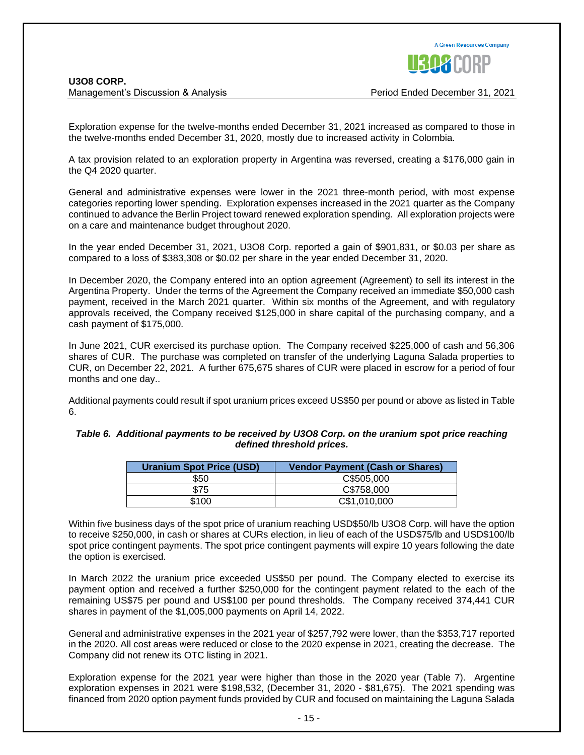Exploration expense for the twelve-months ended December 31, 2021 increased as compared to those in the twelve-months ended December 31, 2020, mostly due to increased activity in Colombia.

A tax provision related to an exploration property in Argentina was reversed, creating a $176,000 gain in the Q4 2020 quarter.

General and administrative expenses were lower in the 2021 three-month period, with most expense categories reporting lower spending. Exploration expenses increased in the 2021 quarter as the Company continued to advance the Berlin Project toward renewed exploration spending. All exploration projects were on a care and maintenance budget throughout 2020.

In the year ended December 31, 2021, U3O8 Corp. reported a gain of $901,831, or $0.03 per share as compared to a loss of $383,308 or $0.02 per share in the year ended December 31, 2020.

In December 2020, the Company entered into an option agreement (Agreement) to sell its interest in the Argentina Property. Under the terms of the Agreement the Company received an immediate $50,000 cash payment, received in the March 2021 quarter. Within six months of the Agreement, and with regulatory approvals received, the Company received $125,000 in share capital of the purchasing company, and a cash payment of $175,000.

In June 2021, CUR exercised its purchase option. The Company received $225,000 of cash and 56,306 shares of CUR. The purchase was completed on transfer of the underlying Laguna Salada properties to CUR, on December 22, 2021. A further 675,675 shares of CUR were placed in escrow for a period of four months and one day..

Additional payments could result if spot uranium prices exceed US$50 per pound or above as listed in Table 6.

***Table 6. Additional payments to be received by U3O8 Corp. on the uranium spot price reaching defined threshold prices.***

| Uranium Spot Price (USD) | Vendor Payment (Cash or Shares) |
|---|---|
| $50 | C$505,000 |
| $75 | C$758,000 |
| $100 | C$1,010,000 |

Within five business days of the spot price of uranium reaching USD$50/lb U3O8 Corp. will have the option to receive $250,000, in cash or shares at CURs election, in lieu of each of the USD$75/lb and USD$100/lb spot price contingent payments. The spot price contingent payments will expire 10 years following the date the option is exercised.

In March 2022 the uranium price exceeded US$50 per pound. The Company elected to exercise its payment option and received a further $250,000 for the contingent payment related to the each of the remaining US$75 per pound and US$100 per pound thresholds. The Company received 374,441 CUR shares in payment of the $1,005,000 payments on April 14, 2022.

General and administrative expenses in the 2021 year of $257,792 were lower, than the $353,717 reported in the 2020. All cost areas were reduced or close to the 2020 expense in 2021, creating the decrease. The Company did not renew its OTC listing in 2021.

Exploration expense for the 2021 year were higher than those in the 2020 year (Table 7). Argentine exploration expenses in 2021 were $198,532, (December 31, 2020 - $81,675). The 2021 spending was financed from 2020 option payment funds provided by CUR and focused on maintaining the Laguna Salada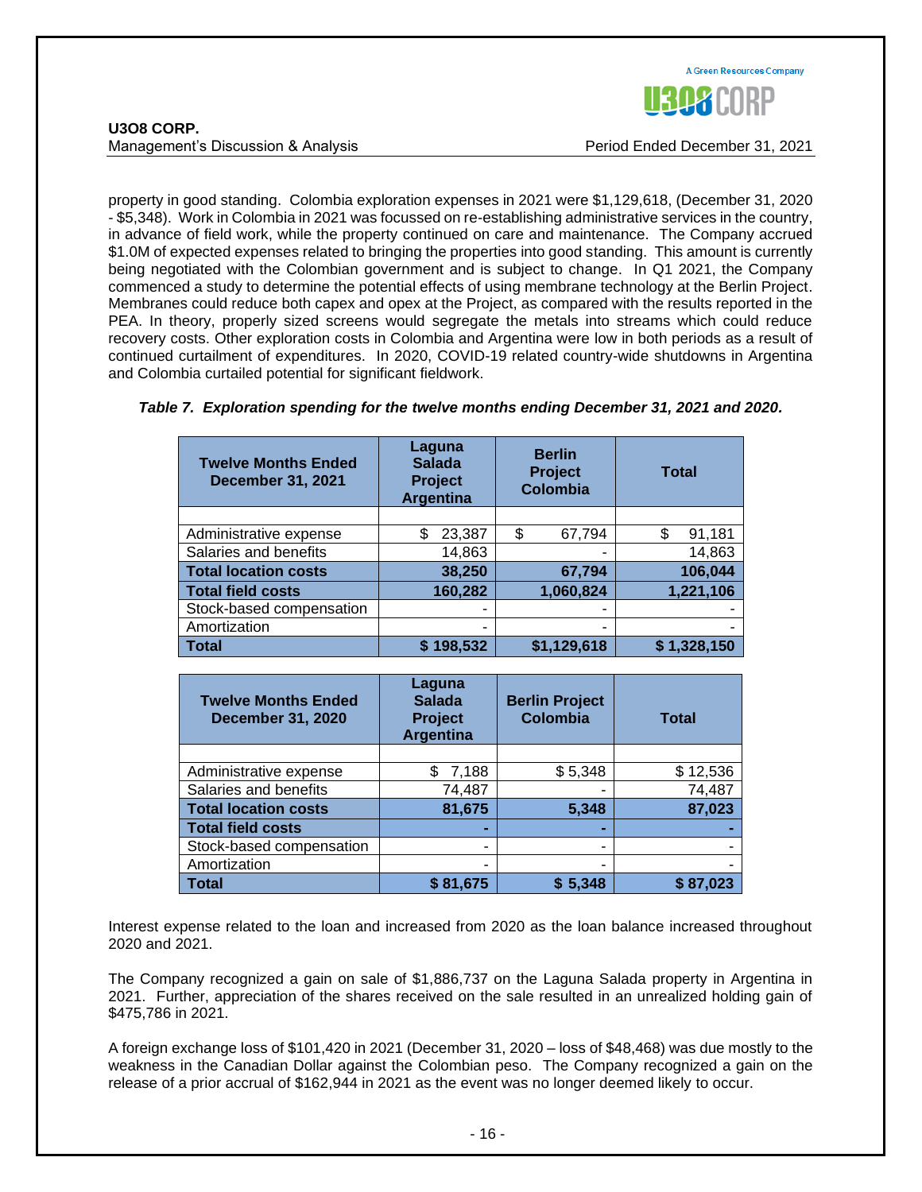property in good standing. Colombia exploration expenses in 2021 were $1,129,618, (December 31, 2020 - $5,348). Work in Colombia in 2021 was focussed on re-establishing administrative services in the country, in advance of field work, while the property continued on care and maintenance. The Company accrued $1.0M of expected expenses related to bringing the properties into good standing. This amount is currently being negotiated with the Colombian government and is subject to change. In Q1 2021, the Company commenced a study to determine the potential effects of using membrane technology at the Berlin Project. Membranes could reduce both capex and opex at the Project, as compared with the results reported in the PEA. In theory, properly sized screens would segregate the metals into streams which could reduce recovery costs. Other exploration costs in Colombia and Argentina were low in both periods as a result of continued curtailment of expenditures. In 2020, COVID-19 related country-wide shutdowns in Argentina and Colombia curtailed potential for significant fieldwork.

***Table 7. Exploration spending for the twelve months ending December 31, 2021 and 2020.***

| Twelve Months Ended December 31, 2021 | Laguna Salada Project Argentina | Berlin Project Colombia | Total |
|---|---|---|---|
| | | | |
| Administrative expense | $ 23,387 | $ 67,794 | $ 91,181 |
| Salaries and benefits | 14,863 | - | 14,863 |
| **Total location costs** | **38,250** | **67,794** | **106,044** |
| **Total field costs** | **160,282** | **1,060,824** | **1,221,106** |
| Stock-based compensation | - | - | - |
| Amortization | - | - | - |
| **Total** | **$ 198,532** | **$1,129,618** | **$ 1,328,150** |

| Twelve Months Ended December 31, 2020 | Laguna Salada Project Argentina | Berlin Project Colombia | Total |
|---|---|---|---|
| | | | |
| Administrative expense | $ 7,188 | $ 5,348 | $ 12,536 |
| Salaries and benefits | 74,487 | - | 74,487 |
| **Total location costs** | **81,675** | **5,348** | **87,023** |
| **Total field costs** | **-** | **-** | **-** |
| Stock-based compensation | - | - | - |
| Amortization | - | - | - |
| **Total** | **$ 81,675** | **$ 5,348** | **$ 87,023** |

Interest expense related to the loan and increased from 2020 as the loan balance increased throughout 2020 and 2021.

The Company recognized a gain on sale of $1,886,737 on the Laguna Salada property in Argentina in 2021. Further, appreciation of the shares received on the sale resulted in an unrealized holding gain of $475,786 in 2021.

A foreign exchange loss of $101,420 in 2021 (December 31, 2020 – loss of $48,468) was due mostly to the weakness in the Canadian Dollar against the Colombian peso. The Company recognized a gain on the release of a prior accrual of $162,944 in 2021 as the event was no longer deemed likely to occur.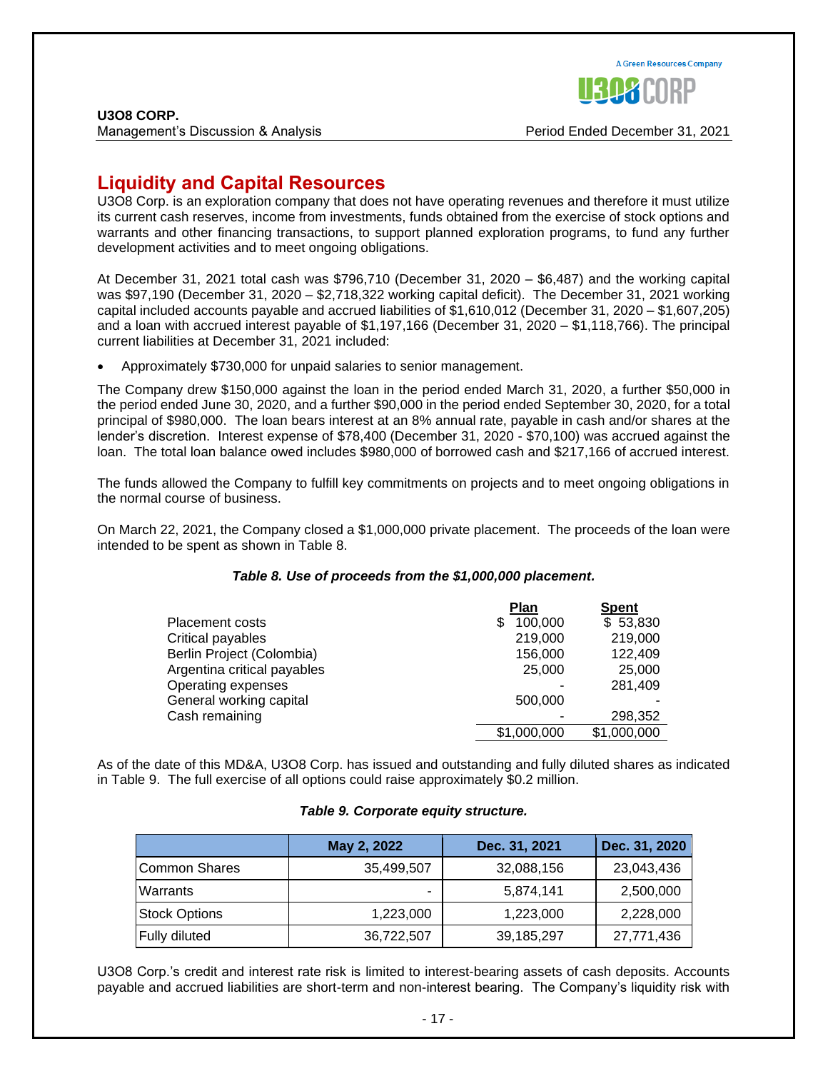## Liquidity and Capital Resources

U3O8 Corp. is an exploration company that does not have operating revenues and therefore it must utilize its current cash reserves, income from investments, funds obtained from the exercise of stock options and warrants and other financing transactions, to support planned exploration programs, to fund any further development activities and to meet ongoing obligations.

At December 31, 2021 total cash was $796,710 (December 31, 2020 – $6,487) and the working capital was $97,190 (December 31, 2020 – $2,718,322 working capital deficit). The December 31, 2021 working capital included accounts payable and accrued liabilities of $1,610,012 (December 31, 2020 – $1,607,205) and a loan with accrued interest payable of $1,197,166 (December 31, 2020 – $1,118,766). The principal current liabilities at December 31, 2021 included:

- Approximately $730,000 for unpaid salaries to senior management.

The Company drew $150,000 against the loan in the period ended March 31, 2020, a further $50,000 in the period ended June 30, 2020, and a further $90,000 in the period ended September 30, 2020, for a total principal of $980,000. The loan bears interest at an 8% annual rate, payable in cash and/or shares at the lender's discretion. Interest expense of $78,400 (December 31, 2020 - $70,100) was accrued against the loan. The total loan balance owed includes $980,000 of borrowed cash and $217,166 of accrued interest.

The funds allowed the Company to fulfill key commitments on projects and to meet ongoing obligations in the normal course of business.

On March 22, 2021, the Company closed a $1,000,000 private placement. The proceeds of the loan were intended to be spent as shown in Table 8.

***Table 8. Use of proceeds from the $1,000,000 placement.***

| | Plan | Spent |
|---|---|---|
| Placement costs | $ 100,000 | $ 53,830 |
| Critical payables | 219,000 | 219,000 |
| Berlin Project (Colombia) | 156,000 | 122,409 |
| Argentina critical payables | 25,000 | 25,000 |
| Operating expenses | - | 281,409 |
| General working capital | 500,000 | - |
| Cash remaining | - | 298,352 |
| | $1,000,000 | $1,000,000 |

As of the date of this MD&A, U3O8 Corp. has issued and outstanding and fully diluted shares as indicated in Table 9. The full exercise of all options could raise approximately $0.2 million.

***Table 9. Corporate equity structure.***

| | May 2, 2022 | Dec. 31, 2021 | Dec. 31, 2020 |
|---|---|---|---|
| Common Shares | 35,499,507 | 32,088,156 | 23,043,436 |
| Warrants | - | 5,874,141 | 2,500,000 |
| Stock Options | 1,223,000 | 1,223,000 | 2,228,000 |
| Fully diluted | 36,722,507 | 39,185,297 | 27,771,436 |

U3O8 Corp.'s credit and interest rate risk is limited to interest-bearing assets of cash deposits. Accounts payable and accrued liabilities are short-term and non-interest bearing. The Company's liquidity risk with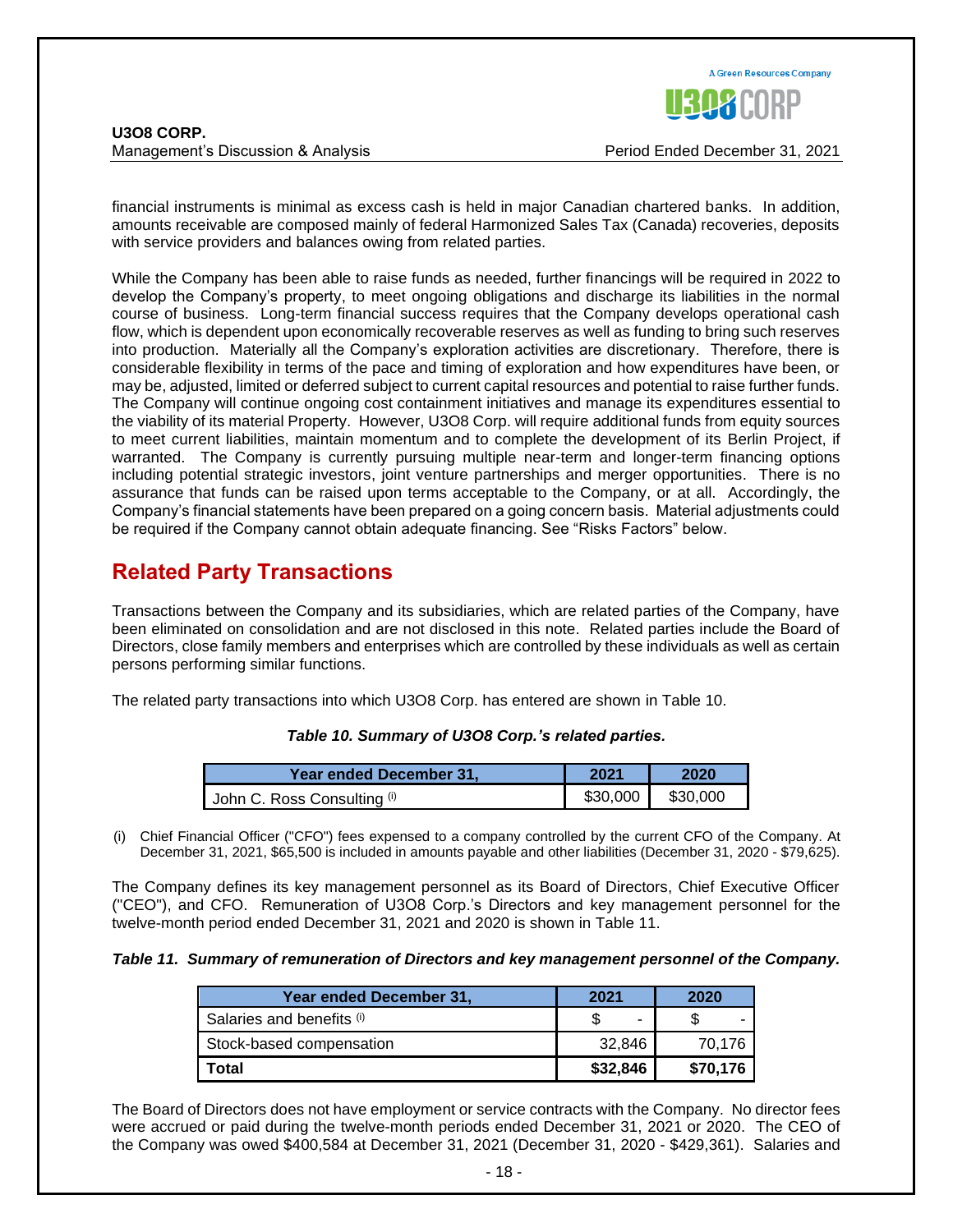financial instruments is minimal as excess cash is held in major Canadian chartered banks. In addition, amounts receivable are composed mainly of federal Harmonized Sales Tax (Canada) recoveries, deposits with service providers and balances owing from related parties.

While the Company has been able to raise funds as needed, further financings will be required in 2022 to develop the Company's property, to meet ongoing obligations and discharge its liabilities in the normal course of business. Long-term financial success requires that the Company develops operational cash flow, which is dependent upon economically recoverable reserves as well as funding to bring such reserves into production. Materially all the Company's exploration activities are discretionary. Therefore, there is considerable flexibility in terms of the pace and timing of exploration and how expenditures have been, or may be, adjusted, limited or deferred subject to current capital resources and potential to raise further funds. The Company will continue ongoing cost containment initiatives and manage its expenditures essential to the viability of its material Property. However, U3O8 Corp. will require additional funds from equity sources to meet current liabilities, maintain momentum and to complete the development of its Berlin Project, if warranted. The Company is currently pursuing multiple near-term and longer-term financing options including potential strategic investors, joint venture partnerships and merger opportunities. There is no assurance that funds can be raised upon terms acceptable to the Company, or at all. Accordingly, the Company's financial statements have been prepared on a going concern basis. Material adjustments could be required if the Company cannot obtain adequate financing. See "Risks Factors" below.

## Related Party Transactions

Transactions between the Company and its subsidiaries, which are related parties of the Company, have been eliminated on consolidation and are not disclosed in this note. Related parties include the Board of Directors, close family members and enterprises which are controlled by these individuals as well as certain persons performing similar functions.

The related party transactions into which U3O8 Corp. has entered are shown in Table 10.

***Table 10. Summary of U3O8 Corp.'s related parties.***

| Year ended December 31, | 2021 | 2020 |
|---|---|---|
| John C. Ross Consulting (i) | $30,000 | $30,000 |

(i) Chief Financial Officer ("CFO") fees expensed to a company controlled by the current CFO of the Company. At December 31, 2021, $65,500 is included in amounts payable and other liabilities (December 31, 2020 - $79,625).

The Company defines its key management personnel as its Board of Directors, Chief Executive Officer ("CEO"), and CFO. Remuneration of U3O8 Corp.'s Directors and key management personnel for the twelve-month period ended December 31, 2021 and 2020 is shown in Table 11.

***Table 11. Summary of remuneration of Directors and key management personnel of the Company.***

| Year ended December 31, | 2021 | 2020 |
|---|---|---|
| Salaries and benefits (i) | $ - | $ - |
| Stock-based compensation | 32,846 | 70,176 |
| **Total** | **$32,846** | **$70,176** |

The Board of Directors does not have employment or service contracts with the Company. No director fees were accrued or paid during the twelve-month periods ended December 31, 2021 or 2020. The CEO of the Company was owed $400,584 at December 31, 2021 (December 31, 2020 - $429,361). Salaries and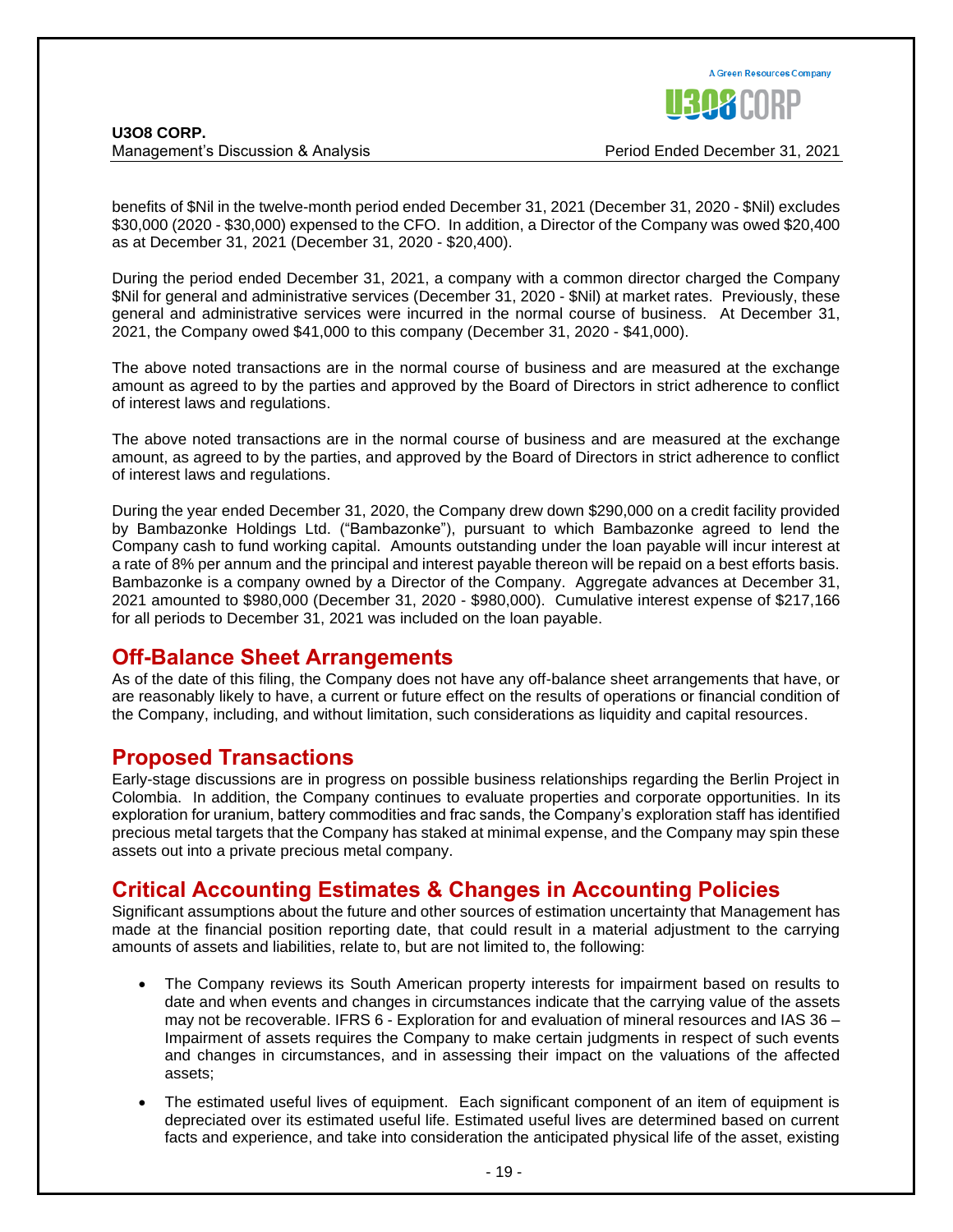benefits of $Nil in the twelve-month period ended December 31, 2021 (December 31, 2020 - $Nil) excludes $30,000 (2020 - $30,000) expensed to the CFO. In addition, a Director of the Company was owed $20,400 as at December 31, 2021 (December 31, 2020 - $20,400).

During the period ended December 31, 2021, a company with a common director charged the Company $Nil for general and administrative services (December 31, 2020 - $Nil) at market rates. Previously, these general and administrative services were incurred in the normal course of business. At December 31, 2021, the Company owed $41,000 to this company (December 31, 2020 - $41,000).

The above noted transactions are in the normal course of business and are measured at the exchange amount as agreed to by the parties and approved by the Board of Directors in strict adherence to conflict of interest laws and regulations.

The above noted transactions are in the normal course of business and are measured at the exchange amount, as agreed to by the parties, and approved by the Board of Directors in strict adherence to conflict of interest laws and regulations.

During the year ended December 31, 2020, the Company drew down $290,000 on a credit facility provided by Bambazonke Holdings Ltd. ("Bambazonke"), pursuant to which Bambazonke agreed to lend the Company cash to fund working capital. Amounts outstanding under the loan payable will incur interest at a rate of 8% per annum and the principal and interest payable thereon will be repaid on a best efforts basis. Bambazonke is a company owned by a Director of the Company. Aggregate advances at December 31, 2021 amounted to $980,000 (December 31, 2020 - $980,000). Cumulative interest expense of $217,166 for all periods to December 31, 2021 was included on the loan payable.

## Off-Balance Sheet Arrangements

As of the date of this filing, the Company does not have any off-balance sheet arrangements that have, or are reasonably likely to have, a current or future effect on the results of operations or financial condition of the Company, including, and without limitation, such considerations as liquidity and capital resources.

## Proposed Transactions

Early-stage discussions are in progress on possible business relationships regarding the Berlin Project in Colombia. In addition, the Company continues to evaluate properties and corporate opportunities. In its exploration for uranium, battery commodities and frac sands, the Company's exploration staff has identified precious metal targets that the Company has staked at minimal expense, and the Company may spin these assets out into a private precious metal company.

## Critical Accounting Estimates & Changes in Accounting Policies

Significant assumptions about the future and other sources of estimation uncertainty that Management has made at the financial position reporting date, that could result in a material adjustment to the carrying amounts of assets and liabilities, relate to, but are not limited to, the following:

- The Company reviews its South American property interests for impairment based on results to date and when events and changes in circumstances indicate that the carrying value of the assets may not be recoverable. IFRS 6 - Exploration for and evaluation of mineral resources and IAS 36 – Impairment of assets requires the Company to make certain judgments in respect of such events and changes in circumstances, and in assessing their impact on the valuations of the affected assets;

- The estimated useful lives of equipment. Each significant component of an item of equipment is depreciated over its estimated useful life. Estimated useful lives are determined based on current facts and experience, and take into consideration the anticipated physical life of the asset, existing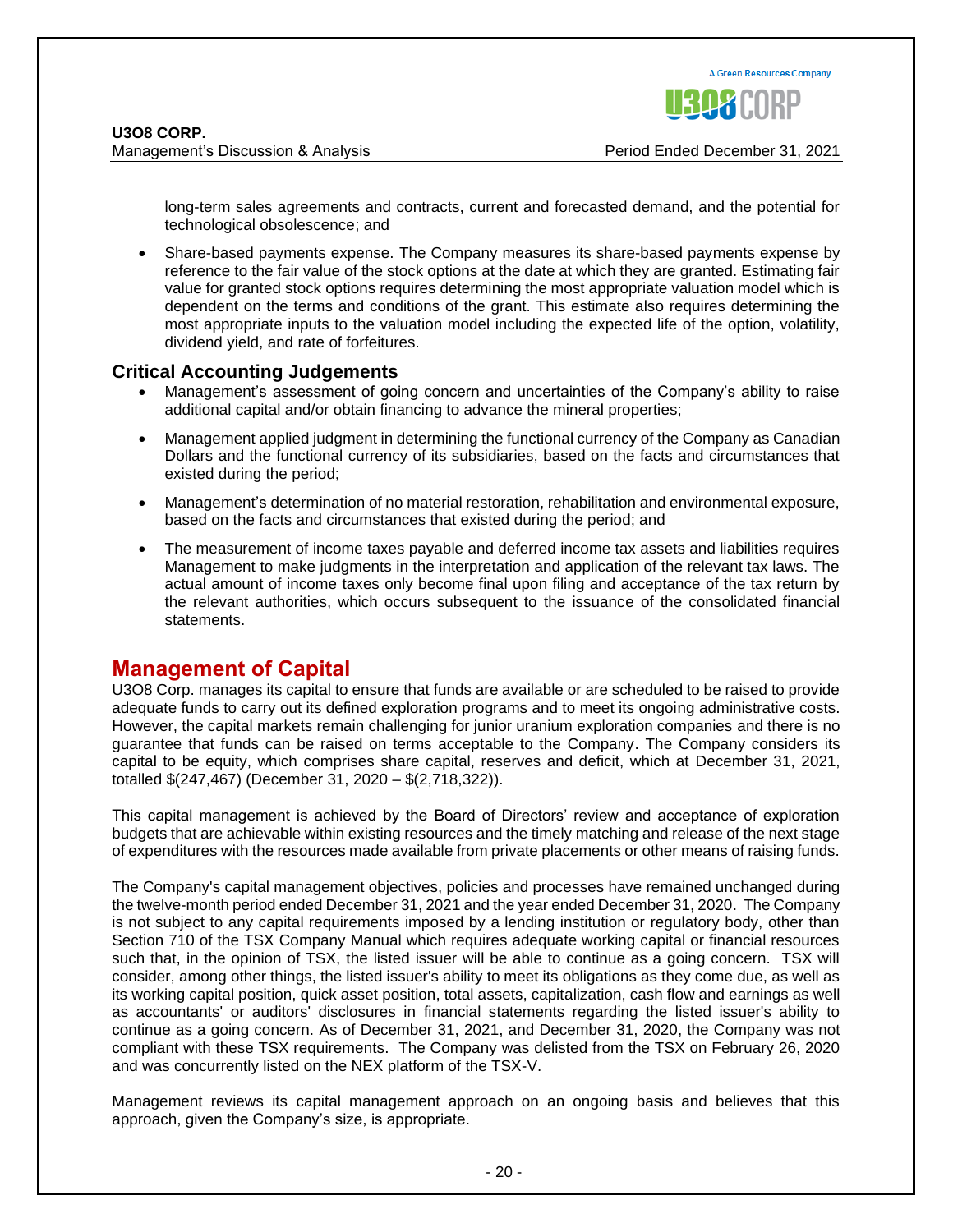long-term sales agreements and contracts, current and forecasted demand, and the potential for technological obsolescence; and

- Share-based payments expense. The Company measures its share-based payments expense by reference to the fair value of the stock options at the date at which they are granted. Estimating fair value for granted stock options requires determining the most appropriate valuation model which is dependent on the terms and conditions of the grant. This estimate also requires determining the most appropriate inputs to the valuation model including the expected life of the option, volatility, dividend yield, and rate of forfeitures.

### Critical Accounting Judgements

- Management's assessment of going concern and uncertainties of the Company's ability to raise additional capital and/or obtain financing to advance the mineral properties;
- Management applied judgment in determining the functional currency of the Company as Canadian Dollars and the functional currency of its subsidiaries, based on the facts and circumstances that existed during the period;
- Management's determination of no material restoration, rehabilitation and environmental exposure, based on the facts and circumstances that existed during the period; and
- The measurement of income taxes payable and deferred income tax assets and liabilities requires Management to make judgments in the interpretation and application of the relevant tax laws. The actual amount of income taxes only become final upon filing and acceptance of the tax return by the relevant authorities, which occurs subsequent to the issuance of the consolidated financial statements.

## Management of Capital

U3O8 Corp. manages its capital to ensure that funds are available or are scheduled to be raised to provide adequate funds to carry out its defined exploration programs and to meet its ongoing administrative costs. However, the capital markets remain challenging for junior uranium exploration companies and there is no guarantee that funds can be raised on terms acceptable to the Company. The Company considers its capital to be equity, which comprises share capital, reserves and deficit, which at December 31, 2021, totalled $(247,467) (December 31, 2020 – $(2,718,322)).

This capital management is achieved by the Board of Directors' review and acceptance of exploration budgets that are achievable within existing resources and the timely matching and release of the next stage of expenditures with the resources made available from private placements or other means of raising funds.

The Company's capital management objectives, policies and processes have remained unchanged during the twelve-month period ended December 31, 2021 and the year ended December 31, 2020. The Company is not subject to any capital requirements imposed by a lending institution or regulatory body, other than Section 710 of the TSX Company Manual which requires adequate working capital or financial resources such that, in the opinion of TSX, the listed issuer will be able to continue as a going concern. TSX will consider, among other things, the listed issuer's ability to meet its obligations as they come due, as well as its working capital position, quick asset position, total assets, capitalization, cash flow and earnings as well as accountants' or auditors' disclosures in financial statements regarding the listed issuer's ability to continue as a going concern. As of December 31, 2021, and December 31, 2020, the Company was not compliant with these TSX requirements. The Company was delisted from the TSX on February 26, 2020 and was concurrently listed on the NEX platform of the TSX-V.

Management reviews its capital management approach on an ongoing basis and believes that this approach, given the Company's size, is appropriate.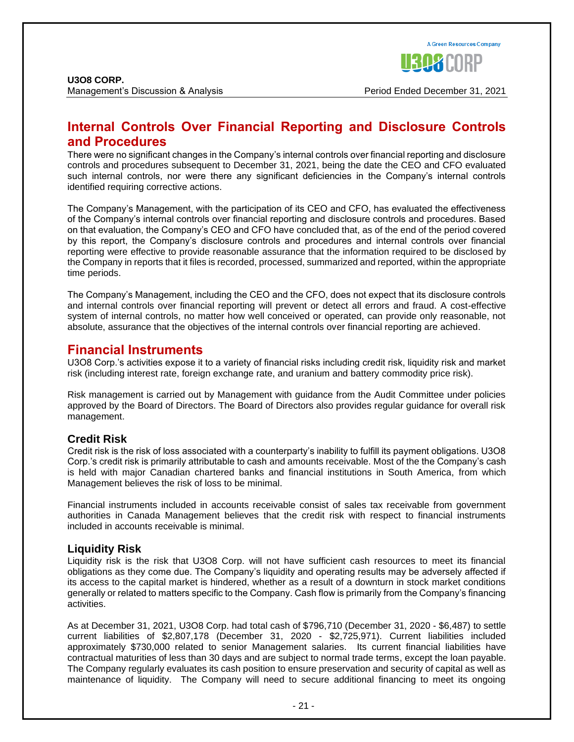## Internal Controls Over Financial Reporting and Disclosure Controls and Procedures

There were no significant changes in the Company's internal controls over financial reporting and disclosure controls and procedures subsequent to December 31, 2021, being the date the CEO and CFO evaluated such internal controls, nor were there any significant deficiencies in the Company's internal controls identified requiring corrective actions.

The Company's Management, with the participation of its CEO and CFO, has evaluated the effectiveness of the Company's internal controls over financial reporting and disclosure controls and procedures. Based on that evaluation, the Company's CEO and CFO have concluded that, as of the end of the period covered by this report, the Company's disclosure controls and procedures and internal controls over financial reporting were effective to provide reasonable assurance that the information required to be disclosed by the Company in reports that it files is recorded, processed, summarized and reported, within the appropriate time periods.

The Company's Management, including the CEO and the CFO, does not expect that its disclosure controls and internal controls over financial reporting will prevent or detect all errors and fraud. A cost-effective system of internal controls, no matter how well conceived or operated, can provide only reasonable, not absolute, assurance that the objectives of the internal controls over financial reporting are achieved.

## Financial Instruments

U3O8 Corp.'s activities expose it to a variety of financial risks including credit risk, liquidity risk and market risk (including interest rate, foreign exchange rate, and uranium and battery commodity price risk).

Risk management is carried out by Management with guidance from the Audit Committee under policies approved by the Board of Directors. The Board of Directors also provides regular guidance for overall risk management.

### Credit Risk

Credit risk is the risk of loss associated with a counterparty's inability to fulfill its payment obligations. U3O8 Corp.'s credit risk is primarily attributable to cash and amounts receivable. Most of the the Company's cash is held with major Canadian chartered banks and financial institutions in South America, from which Management believes the risk of loss to be minimal.

Financial instruments included in accounts receivable consist of sales tax receivable from government authorities in Canada Management believes that the credit risk with respect to financial instruments included in accounts receivable is minimal.

### Liquidity Risk

Liquidity risk is the risk that U3O8 Corp. will not have sufficient cash resources to meet its financial obligations as they come due. The Company's liquidity and operating results may be adversely affected if its access to the capital market is hindered, whether as a result of a downturn in stock market conditions generally or related to matters specific to the Company. Cash flow is primarily from the Company's financing activities.

As at December 31, 2021, U3O8 Corp. had total cash of $796,710 (December 31, 2020 - $6,487) to settle current liabilities of $2,807,178 (December 31, 2020 - $2,725,971). Current liabilities included approximately $730,000 related to senior Management salaries. Its current financial liabilities have contractual maturities of less than 30 days and are subject to normal trade terms, except the loan payable. The Company regularly evaluates its cash position to ensure preservation and security of capital as well as maintenance of liquidity. The Company will need to secure additional financing to meet its ongoing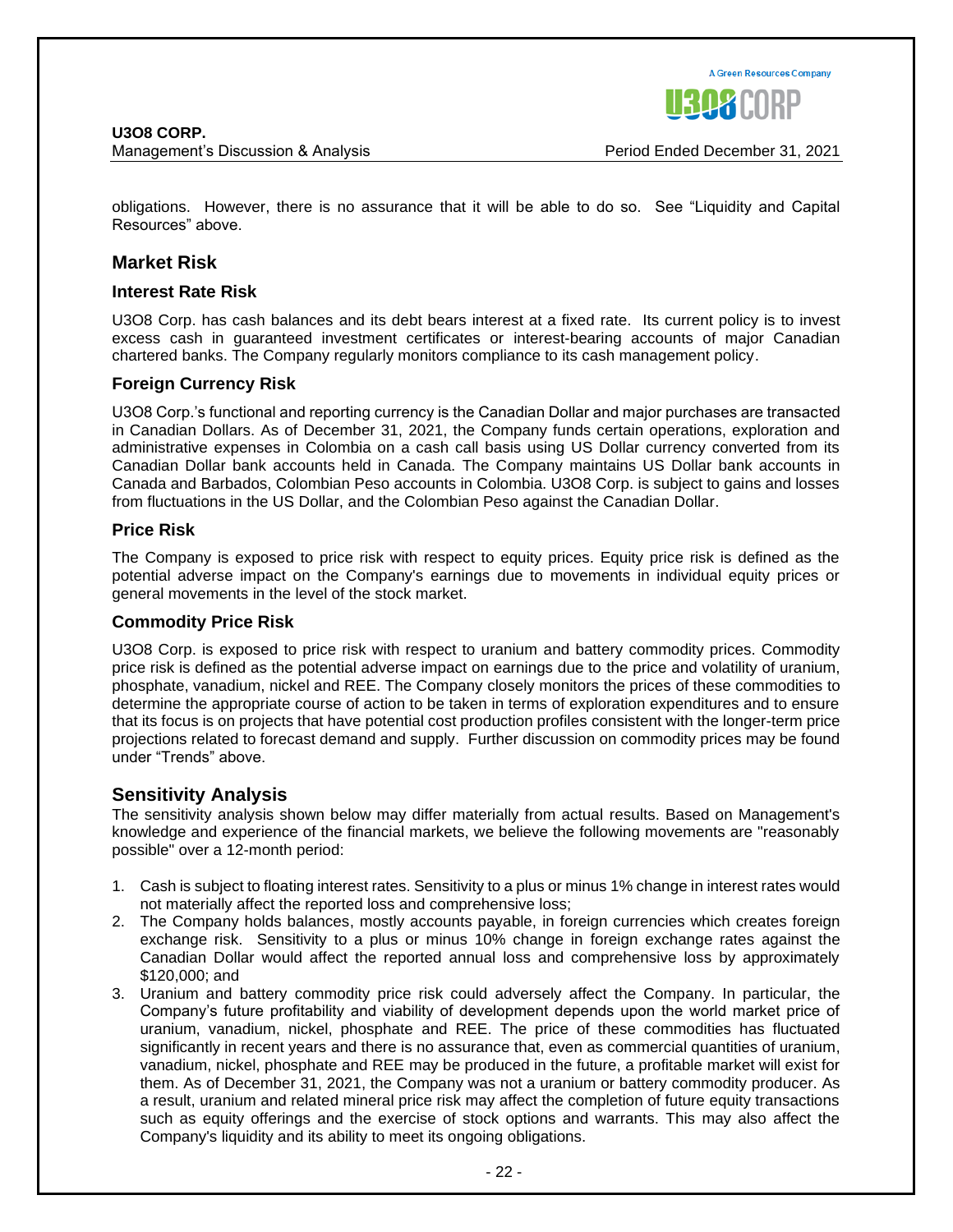obligations. However, there is no assurance that it will be able to do so. See “Liquidity and Capital Resources” above.

## Market Risk

### Interest Rate Risk

U3O8 Corp. has cash balances and its debt bears interest at a fixed rate. Its current policy is to invest excess cash in guaranteed investment certificates or interest-bearing accounts of major Canadian chartered banks. The Company regularly monitors compliance to its cash management policy.

### Foreign Currency Risk

U3O8 Corp.’s functional and reporting currency is the Canadian Dollar and major purchases are transacted in Canadian Dollars. As of December 31, 2021, the Company funds certain operations, exploration and administrative expenses in Colombia on a cash call basis using US Dollar currency converted from its Canadian Dollar bank accounts held in Canada. The Company maintains US Dollar bank accounts in Canada and Barbados, Colombian Peso accounts in Colombia. U3O8 Corp. is subject to gains and losses from fluctuations in the US Dollar, and the Colombian Peso against the Canadian Dollar.

### Price Risk

The Company is exposed to price risk with respect to equity prices. Equity price risk is defined as the potential adverse impact on the Company's earnings due to movements in individual equity prices or general movements in the level of the stock market.

### Commodity Price Risk

U3O8 Corp. is exposed to price risk with respect to uranium and battery commodity prices. Commodity price risk is defined as the potential adverse impact on earnings due to the price and volatility of uranium, phosphate, vanadium, nickel and REE. The Company closely monitors the prices of these commodities to determine the appropriate course of action to be taken in terms of exploration expenditures and to ensure that its focus is on projects that have potential cost production profiles consistent with the longer-term price projections related to forecast demand and supply. Further discussion on commodity prices may be found under “Trends” above.

## Sensitivity Analysis

The sensitivity analysis shown below may differ materially from actual results. Based on Management's knowledge and experience of the financial markets, we believe the following movements are "reasonably possible" over a 12-month period:

1. Cash is subject to floating interest rates. Sensitivity to a plus or minus 1% change in interest rates would not materially affect the reported loss and comprehensive loss;
2. The Company holds balances, mostly accounts payable, in foreign currencies which creates foreign exchange risk. Sensitivity to a plus or minus 10% change in foreign exchange rates against the Canadian Dollar would affect the reported annual loss and comprehensive loss by approximately $120,000; and
3. Uranium and battery commodity price risk could adversely affect the Company. In particular, the Company’s future profitability and viability of development depends upon the world market price of uranium, vanadium, nickel, phosphate and REE. The price of these commodities has fluctuated significantly in recent years and there is no assurance that, even as commercial quantities of uranium, vanadium, nickel, phosphate and REE may be produced in the future, a profitable market will exist for them. As of December 31, 2021, the Company was not a uranium or battery commodity producer. As a result, uranium and related mineral price risk may affect the completion of future equity transactions such as equity offerings and the exercise of stock options and warrants. This may also affect the Company's liquidity and its ability to meet its ongoing obligations.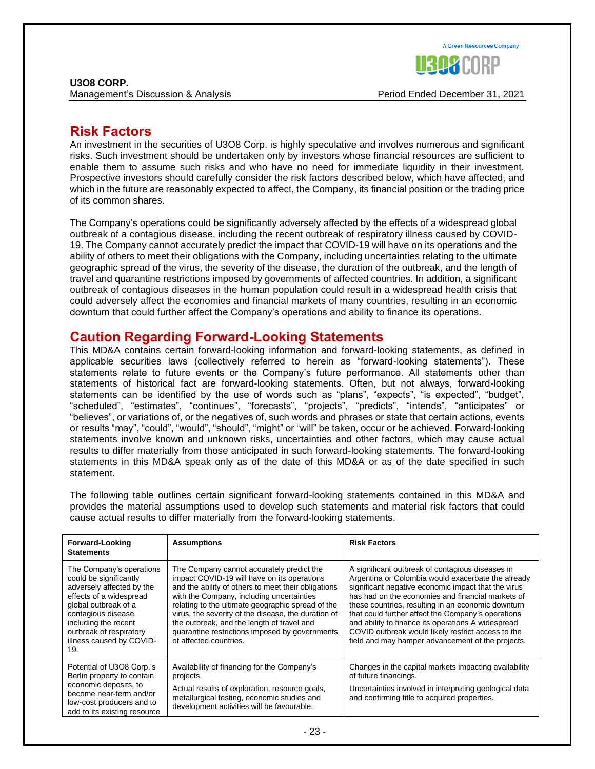## Risk Factors

An investment in the securities of U3O8 Corp. is highly speculative and involves numerous and significant risks. Such investment should be undertaken only by investors whose financial resources are sufficient to enable them to assume such risks and who have no need for immediate liquidity in their investment. Prospective investors should carefully consider the risk factors described below, which have affected, and which in the future are reasonably expected to affect, the Company, its financial position or the trading price of its common shares.

The Company's operations could be significantly adversely affected by the effects of a widespread global outbreak of a contagious disease, including the recent outbreak of respiratory illness caused by COVID-19. The Company cannot accurately predict the impact that COVID-19 will have on its operations and the ability of others to meet their obligations with the Company, including uncertainties relating to the ultimate geographic spread of the virus, the severity of the disease, the duration of the outbreak, and the length of travel and quarantine restrictions imposed by governments of affected countries. In addition, a significant outbreak of contagious diseases in the human population could result in a widespread health crisis that could adversely affect the economies and financial markets of many countries, resulting in an economic downturn that could further affect the Company's operations and ability to finance its operations.

## Caution Regarding Forward-Looking Statements

This MD&A contains certain forward-looking information and forward-looking statements, as defined in applicable securities laws (collectively referred to herein as "forward-looking statements"). These statements relate to future events or the Company's future performance. All statements other than statements of historical fact are forward-looking statements. Often, but not always, forward-looking statements can be identified by the use of words such as "plans", "expects", "is expected", "budget", "scheduled", "estimates", "continues", "forecasts", "projects", "predicts", "intends", "anticipates" or "believes", or variations of, or the negatives of, such words and phrases or state that certain actions, events or results "may", "could", "would", "should", "might" or "will" be taken, occur or be achieved. Forward-looking statements involve known and unknown risks, uncertainties and other factors, which may cause actual results to differ materially from those anticipated in such forward-looking statements. The forward-looking statements in this MD&A speak only as of the date of this MD&A or as of the date specified in such statement.

The following table outlines certain significant forward-looking statements contained in this MD&A and provides the material assumptions used to develop such statements and material risk factors that could cause actual results to differ materially from the forward-looking statements.

| Forward-Looking Statements | Assumptions | Risk Factors |
|---|---|---|
| The Company's operations could be significantly adversely affected by the effects of a widespread global outbreak of a contagious disease, including the recent outbreak of respiratory illness caused by COVID-19. | The Company cannot accurately predict the impact COVID-19 will have on its operations and the ability of others to meet their obligations with the Company, including uncertainties relating to the ultimate geographic spread of the virus, the severity of the disease, the duration of the outbreak, and the length of travel and quarantine restrictions imposed by governments of affected countries. | A significant outbreak of contagious diseases in Argentina or Colombia would exacerbate the already significant negative economic impact that the virus has had on the economies and financial markets of these countries, resulting in an economic downturn that could further affect the Company's operations and ability to finance its operations A widespread COVID outbreak would likely restrict access to the field and may hamper advancement of the projects. |
| Potential of U3O8 Corp.'s Berlin property to contain economic deposits, to become near-term and/or low-cost producers and to add to its existing resource | Availability of financing for the Company's projects.<br><br>Actual results of exploration, resource goals, metallurgical testing, economic studies and development activities will be favourable. | Changes in the capital markets impacting availability of future financings.<br><br>Uncertainties involved in interpreting geological data and confirming title to acquired properties. |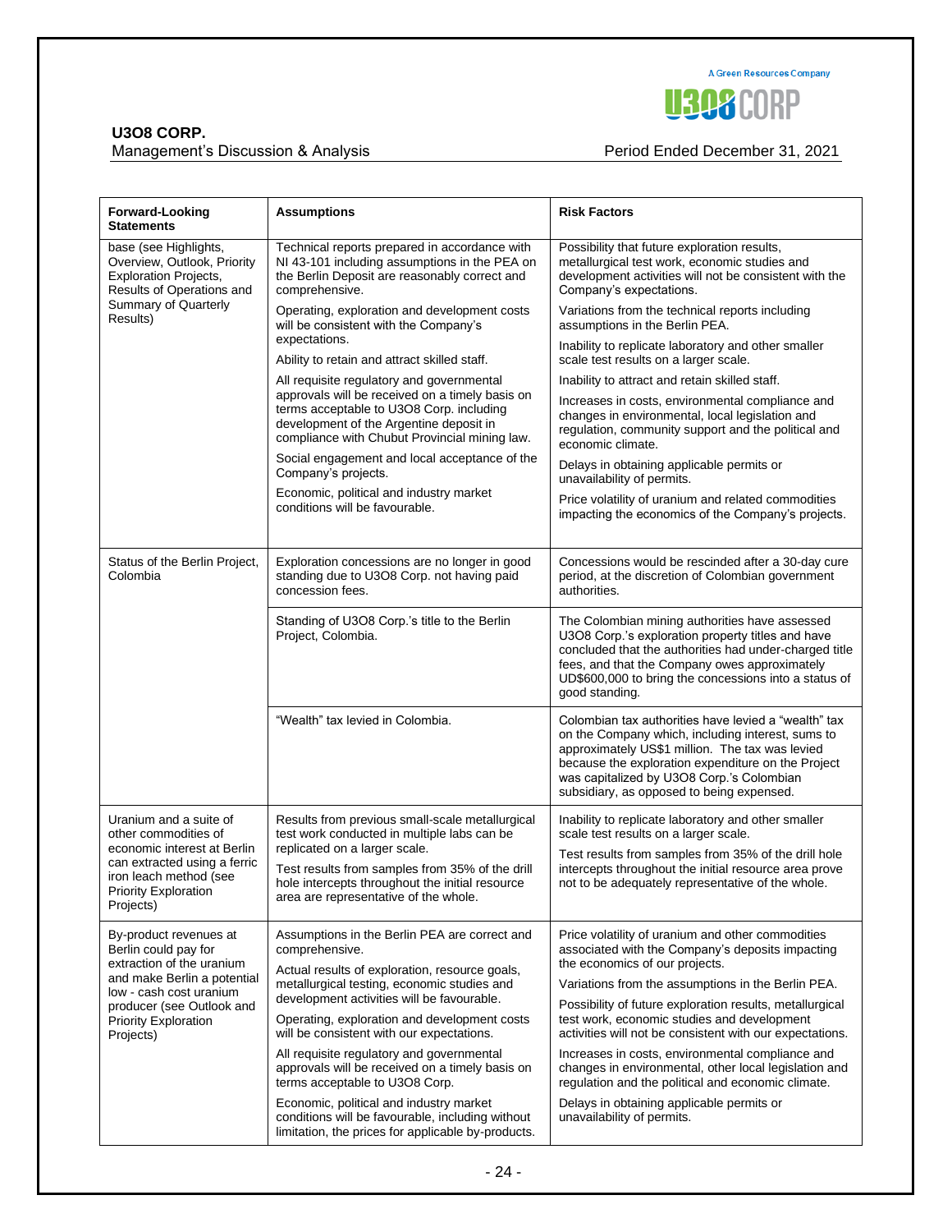| Forward-Looking Statements | Assumptions | Risk Factors |
|---|---|---|
| base (see Highlights, Overview, Outlook, Priority Exploration Projects, Results of Operations and Summary of Quarterly Results) | Technical reports prepared in accordance with NI 43-101 including assumptions in the PEA on the Berlin Deposit are reasonably correct and comprehensive.<br><br>Operating, exploration and development costs will be consistent with the Company's expectations.<br><br>Ability to retain and attract skilled staff.<br><br>All requisite regulatory and governmental approvals will be received on a timely basis on terms acceptable to U3O8 Corp. including development of the Argentine deposit in compliance with Chubut Provincial mining law.<br><br>Social engagement and local acceptance of the Company's projects.<br><br>Economic, political and industry market conditions will be favourable. | Possibility that future exploration results, metallurgical test work, economic studies and development activities will not be consistent with the Company's expectations.<br><br>Variations from the technical reports including assumptions in the Berlin PEA.<br><br>Inability to replicate laboratory and other smaller scale test results on a larger scale.<br><br>Inability to attract and retain skilled staff.<br><br>Increases in costs, environmental compliance and changes in environmental, local legislation and regulation, community support and the political and economic climate.<br><br>Delays in obtaining applicable permits or unavailability of permits.<br><br>Price volatility of uranium and related commodities impacting the economics of the Company's projects. |
| Status of the Berlin Project, Colombia | Exploration concessions are no longer in good standing due to U3O8 Corp. not having paid concession fees. | Concessions would be rescinded after a 30-day cure period, at the discretion of Colombian government authorities. |
| | Standing of U3O8 Corp.'s title to the Berlin Project, Colombia. | The Colombian mining authorities have assessed U3O8 Corp.'s exploration property titles and have concluded that the authorities had under-charged title fees, and that the Company owes approximately UD$600,000 to bring the concessions into a status of good standing. |
| | "Wealth" tax levied in Colombia. | Colombian tax authorities have levied a "wealth" tax on the Company which, including interest, sums to approximately US$1 million. The tax was levied because the exploration expenditure on the Project was capitalized by U3O8 Corp.'s Colombian subsidiary, as opposed to being expensed. |
| Uranium and a suite of other commodities of economic interest at Berlin can extracted using a ferric iron leach method (see Priority Exploration Projects) | Results from previous small-scale metallurgical test work conducted in multiple labs can be replicated on a larger scale.<br><br>Test results from samples from 35% of the drill hole intercepts throughout the initial resource area are representative of the whole. | Inability to replicate laboratory and other smaller scale test results on a larger scale.<br><br>Test results from samples from 35% of the drill hole intercepts throughout the initial resource area prove not to be adequately representative of the whole. |
| By-product revenues at Berlin could pay for extraction of the uranium and make Berlin a potential low - cash cost uranium producer (see Outlook and Priority Exploration Projects) | Assumptions in the Berlin PEA are correct and comprehensive.<br><br>Actual results of exploration, resource goals, metallurgical testing, economic studies and development activities will be favourable.<br><br>Operating, exploration and development costs will be consistent with our expectations.<br><br>All requisite regulatory and governmental approvals will be received on a timely basis on terms acceptable to U3O8 Corp.<br><br>Economic, political and industry market conditions will be favourable, including without limitation, the prices for applicable by-products. | Price volatility of uranium and other commodities associated with the Company's deposits impacting the economics of our projects.<br><br>Variations from the assumptions in the Berlin PEA.<br><br>Possibility of future exploration results, metallurgical test work, economic studies and development activities will not be consistent with our expectations.<br><br>Increases in costs, environmental compliance and changes in environmental, other local legislation and regulation and the political and economic climate.<br><br>Delays in obtaining applicable permits or unavailability of permits. |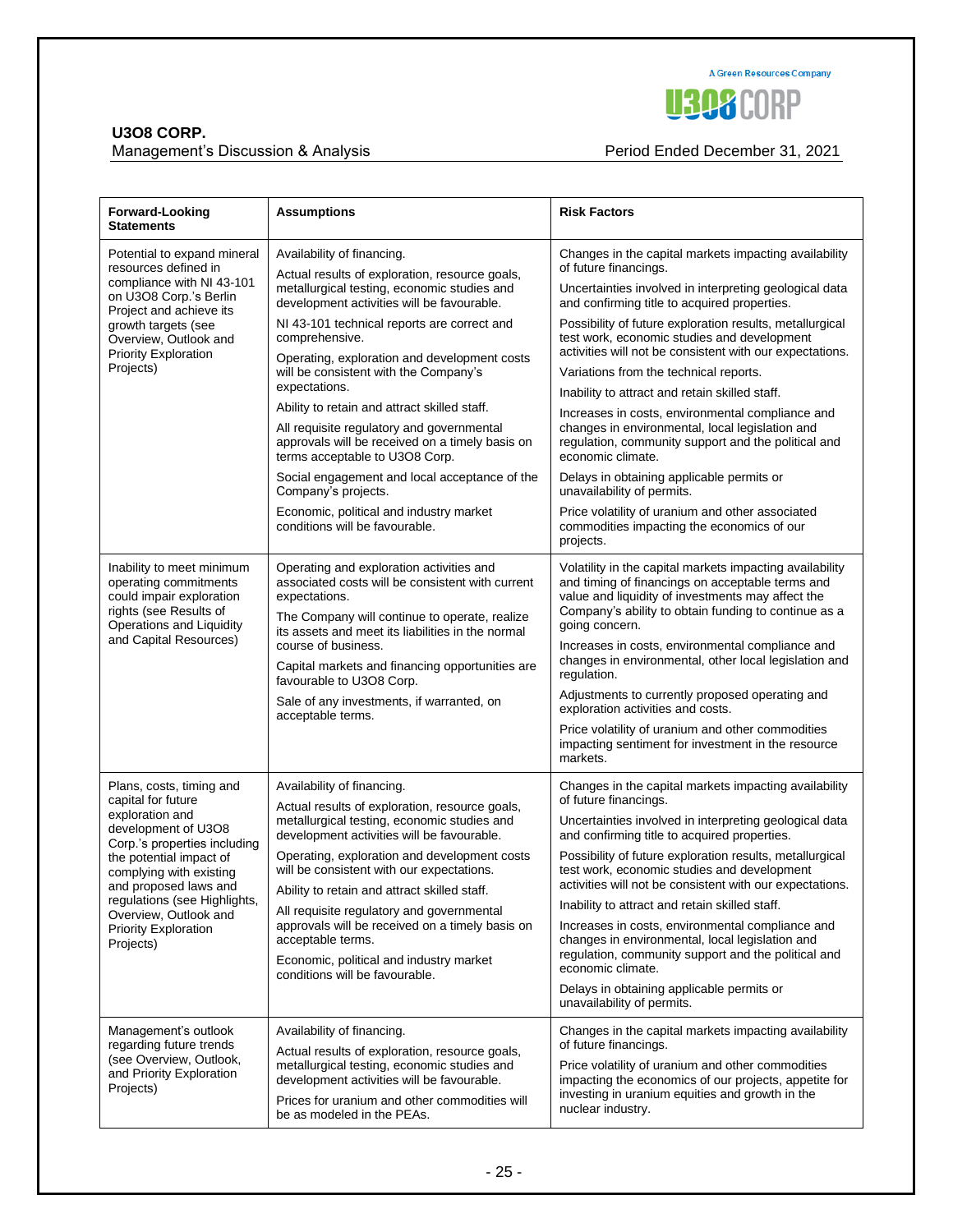| Forward-Looking Statements | Assumptions | Risk Factors |
|---|---|---|
| Potential to expand mineral resources defined in compliance with NI 43-101 on U3O8 Corp.'s Berlin Project and achieve its growth targets (see Overview, Outlook and Priority Exploration Projects) | Availability of financing.<br><br>Actual results of exploration, resource goals, metallurgical testing, economic studies and development activities will be favourable.<br><br>NI 43-101 technical reports are correct and comprehensive.<br><br>Operating, exploration and development costs will be consistent with the Company's expectations.<br><br>Ability to retain and attract skilled staff.<br><br>All requisite regulatory and governmental approvals will be received on a timely basis on terms acceptable to U3O8 Corp.<br><br>Social engagement and local acceptance of the Company's projects.<br><br>Economic, political and industry market conditions will be favourable. | Changes in the capital markets impacting availability of future financings.<br><br>Uncertainties involved in interpreting geological data and confirming title to acquired properties.<br><br>Possibility of future exploration results, metallurgical test work, economic studies and development activities will not be consistent with our expectations.<br><br>Variations from the technical reports.<br><br>Inability to attract and retain skilled staff.<br><br>Increases in costs, environmental compliance and changes in environmental, local legislation and regulation, community support and the political and economic climate.<br><br>Delays in obtaining applicable permits or unavailability of permits.<br><br>Price volatility of uranium and other associated commodities impacting the economics of our projects. |
| Inability to meet minimum operating commitments could impair exploration rights (see Results of Operations and Liquidity and Capital Resources) | Operating and exploration activities and associated costs will be consistent with current expectations.<br><br>The Company will continue to operate, realize its assets and meet its liabilities in the normal course of business.<br><br>Capital markets and financing opportunities are favourable to U3O8 Corp.<br><br>Sale of any investments, if warranted, on acceptable terms. | Volatility in the capital markets impacting availability and timing of financings on acceptable terms and value and liquidity of investments may affect the Company's ability to obtain funding to continue as a going concern.<br><br>Increases in costs, environmental compliance and changes in environmental, other local legislation and regulation.<br><br>Adjustments to currently proposed operating and exploration activities and costs.<br><br>Price volatility of uranium and other commodities impacting sentiment for investment in the resource markets. |
| Plans, costs, timing and capital for future exploration and development of U3O8 Corp.'s properties including the potential impact of complying with existing and proposed laws and regulations (see Highlights, Overview, Outlook and Priority Exploration Projects) | Availability of financing.<br><br>Actual results of exploration, resource goals, metallurgical testing, economic studies and development activities will be favourable.<br><br>Operating, exploration and development costs will be consistent with our expectations.<br><br>Ability to retain and attract skilled staff.<br><br>All requisite regulatory and governmental approvals will be received on a timely basis on acceptable terms.<br><br>Economic, political and industry market conditions will be favourable. | Changes in the capital markets impacting availability of future financings.<br><br>Uncertainties involved in interpreting geological data and confirming title to acquired properties.<br><br>Possibility of future exploration results, metallurgical test work, economic studies and development activities will not be consistent with our expectations.<br><br>Inability to attract and retain skilled staff.<br><br>Increases in costs, environmental compliance and changes in environmental, local legislation and regulation, community support and the political and economic climate.<br><br>Delays in obtaining applicable permits or unavailability of permits. |
| Management's outlook regarding future trends (see Overview, Outlook, and Priority Exploration Projects) | Availability of financing.<br><br>Actual results of exploration, resource goals, metallurgical testing, economic studies and development activities will be favourable.<br><br>Prices for uranium and other commodities will be as modeled in the PEAs. | Changes in the capital markets impacting availability of future financings.<br><br>Price volatility of uranium and other commodities impacting the economics of our projects, appetite for investing in uranium equities and growth in the nuclear industry. |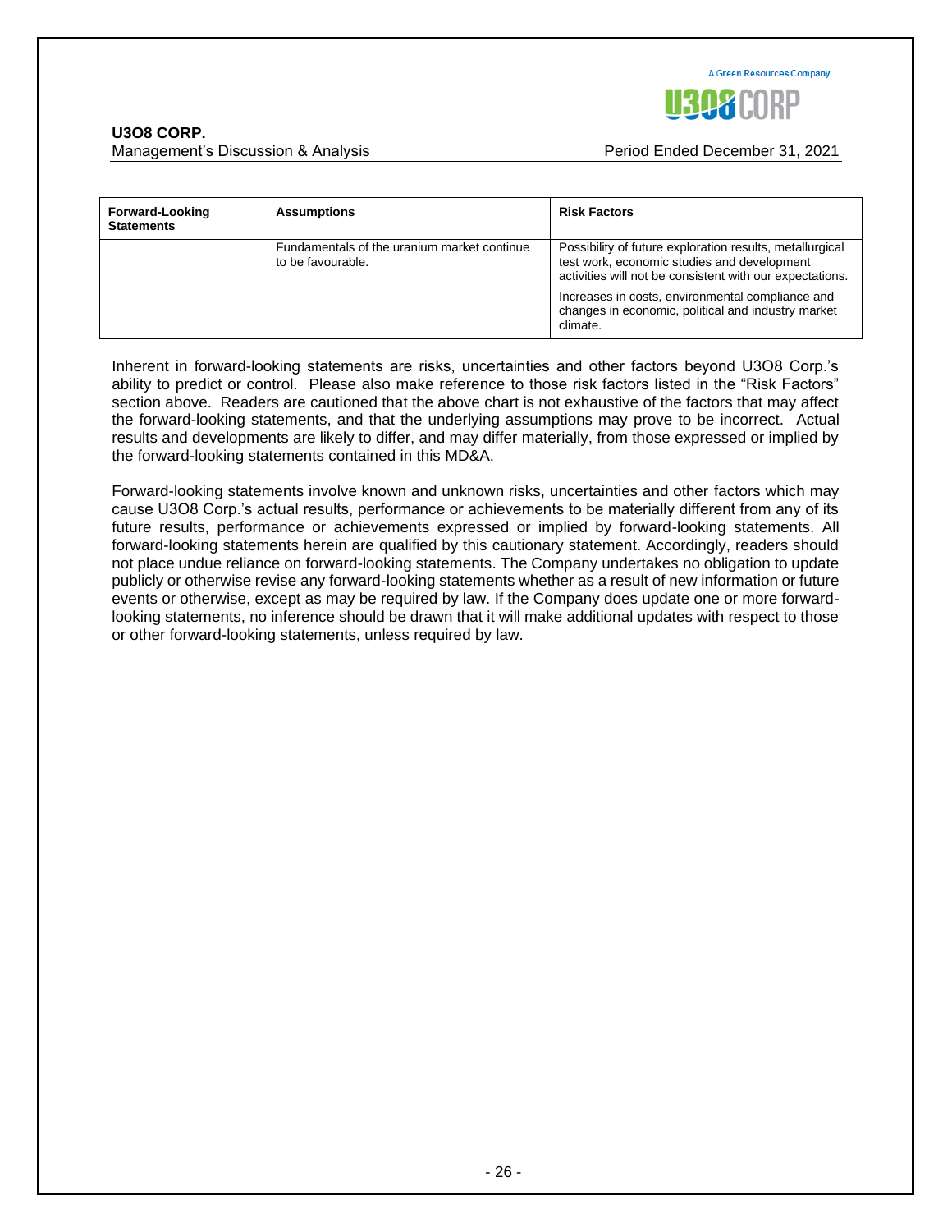| Forward-Looking Statements | Assumptions | Risk Factors |
|---|---|---|
| | Fundamentals of the uranium market continue to be favourable. | Possibility of future exploration results, metallurgical test work, economic studies and development activities will not be consistent with our expectations.<br><br>Increases in costs, environmental compliance and changes in economic, political and industry market climate. |

Inherent in forward-looking statements are risks, uncertainties and other factors beyond U3O8 Corp.'s ability to predict or control. Please also make reference to those risk factors listed in the "Risk Factors" section above. Readers are cautioned that the above chart is not exhaustive of the factors that may affect the forward-looking statements, and that the underlying assumptions may prove to be incorrect. Actual results and developments are likely to differ, and may differ materially, from those expressed or implied by the forward-looking statements contained in this MD&A.

Forward-looking statements involve known and unknown risks, uncertainties and other factors which may cause U3O8 Corp.'s actual results, performance or achievements to be materially different from any of its future results, performance or achievements expressed or implied by forward-looking statements. All forward-looking statements herein are qualified by this cautionary statement. Accordingly, readers should not place undue reliance on forward-looking statements. The Company undertakes no obligation to update publicly or otherwise revise any forward-looking statements whether as a result of new information or future events or otherwise, except as may be required by law. If the Company does update one or more forward-looking statements, no inference should be drawn that it will make additional updates with respect to those or other forward-looking statements, unless required by law.